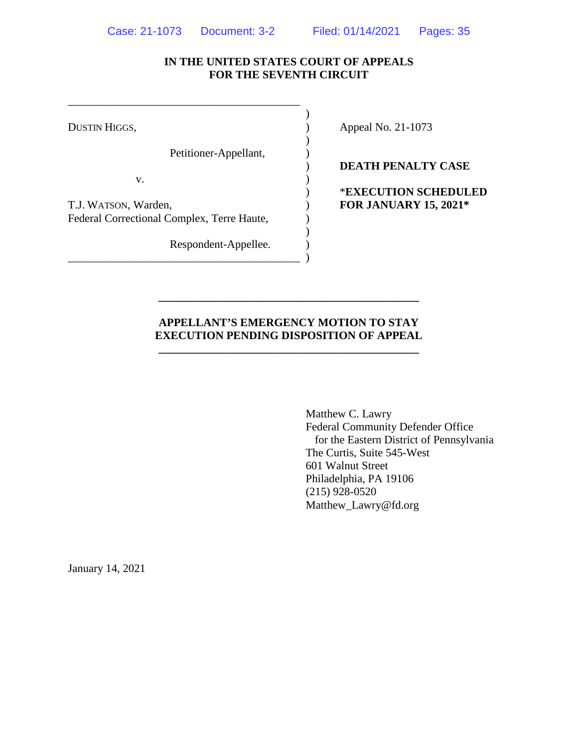IN THE UNITED STATES COURT OF APPEALS
FOR THE SEVENTH CIRCUIT

DUSTIN HIGGS,

Petitioner-Appellant,

v.

T.J. WATSON, Warden,
Federal Correctional Complex, Terre Haute,

Respondent-Appellee.

Appeal No. 21-1073

**DEATH PENALTY CASE**

***EXECUTION SCHEDULED FOR JANUARY 15, 2021***

---

**APPELLANT'S EMERGENCY MOTION TO STAY EXECUTION PENDING DISPOSITION OF APPEAL**

---

Matthew C. Lawry
Federal Community Defender Office
for the Eastern District of Pennsylvania
The Curtis, Suite 545-West
601 Walnut Street
Philadelphia, PA 19106
(215) 928-0520
Matthew_Lawry@fd.org

January 14, 2021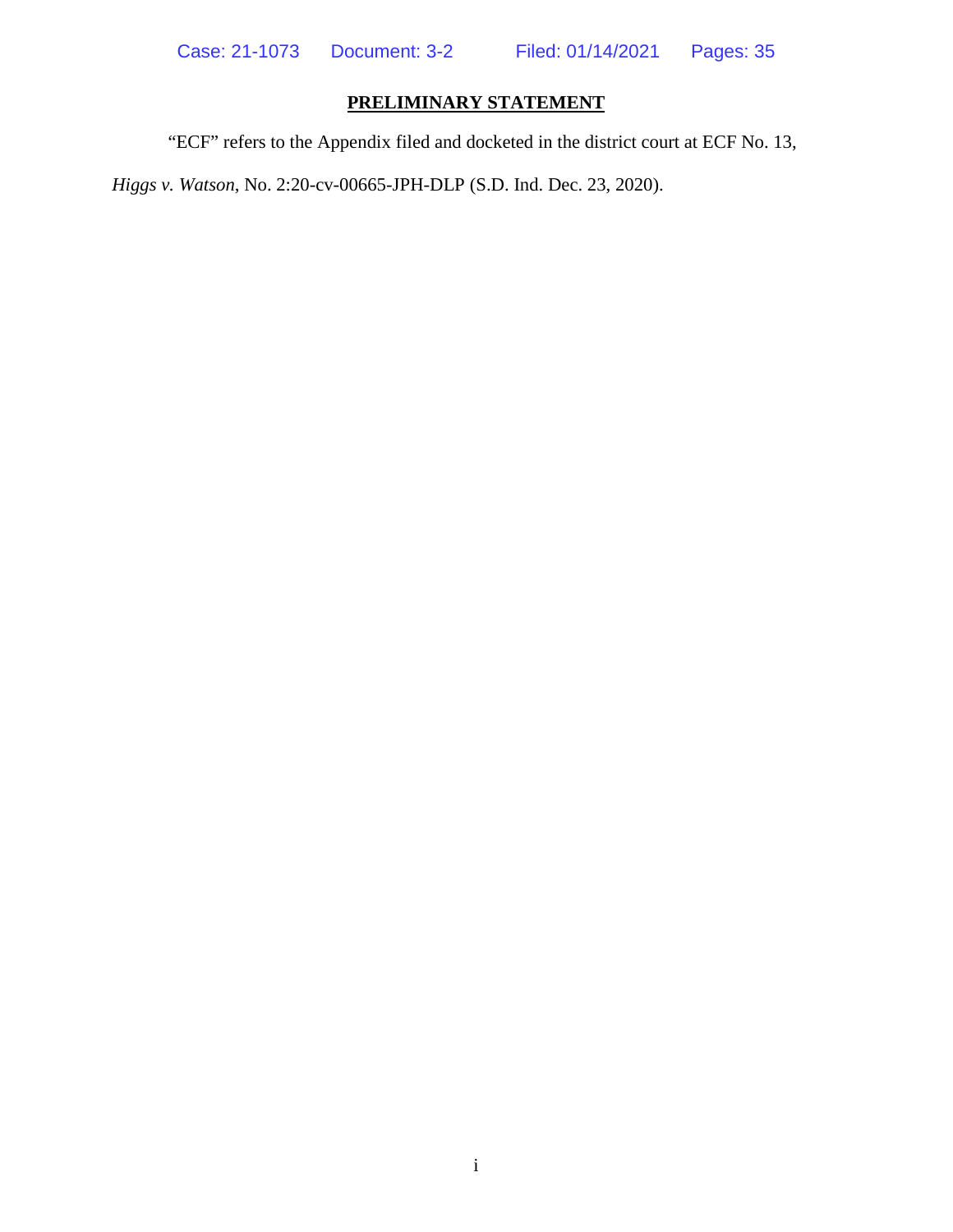## PRELIMINARY STATEMENT

"ECF" refers to the Appendix filed and docketed in the district court at ECF No. 13, *Higgs v. Watson*, No. 2:20-cv-00665-JPH-DLP (S.D. Ind. Dec. 23, 2020).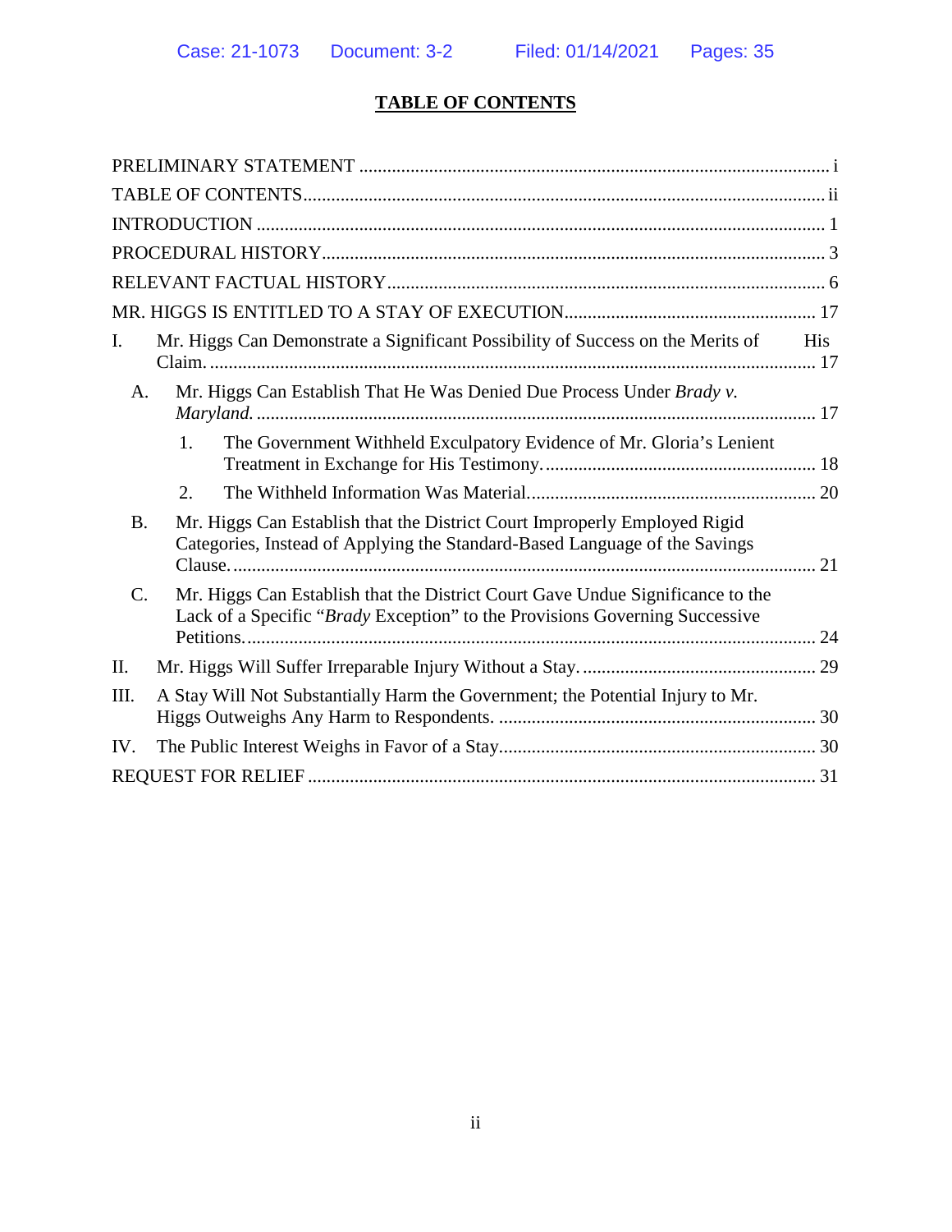# TABLE OF CONTENTS

PRELIMINARY STATEMENT ..................................................................................................... i

TABLE OF CONTENTS................................................................................................................ ii

INTRODUCTION .......................................................................................................................... 1

PROCEDURAL HISTORY............................................................................................................ 3

RELEVANT FACTUAL HISTORY............................................................................................... 6

MR. HIGGS IS ENTITLED TO A STAY OF EXECUTION...................................................... 17

I. Mr. Higgs Can Demonstrate a Significant Possibility of Success on the Merits of His Claim. .................................................................................................................................. 17

- A. Mr. Higgs Can Establish That He Was Denied Due Process Under *Brady v. Maryland.* ........................................................................................................................ 17
  1. The Government Withheld Exculpatory Evidence of Mr. Gloria's Lenient Treatment in Exchange for His Testimony. ........................................................... 18
  2. The Withheld Information Was Material. .............................................................. 20
- B. Mr. Higgs Can Establish that the District Court Improperly Employed Rigid Categories, Instead of Applying the Standard-Based Language of the Savings Clause. ............................................................................................................................ 21
- C. Mr. Higgs Can Establish that the District Court Gave Undue Significance to the Lack of a Specific "*Brady* Exception" to the Provisions Governing Successive Petitions. .......................................................................................................................... 24

II. Mr. Higgs Will Suffer Irreparable Injury Without a Stay. .................................................. 29

III. A Stay Will Not Substantially Harm the Government; the Potential Injury to Mr. Higgs Outweighs Any Harm to Respondents. .................................................................... 30

IV. The Public Interest Weighs in Favor of a Stay.................................................................... 30

REQUEST FOR RELIEF ............................................................................................................. 31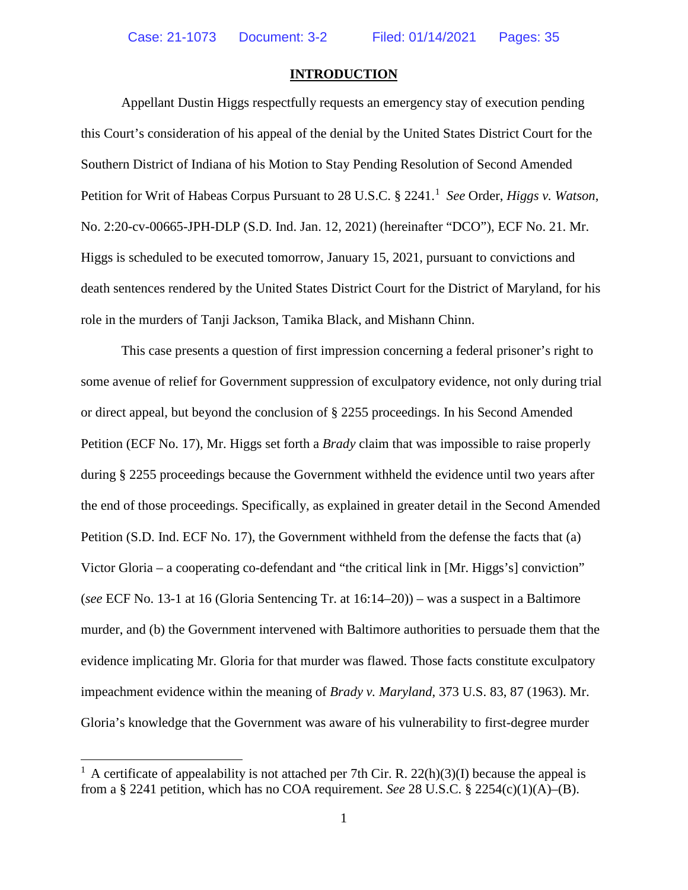## INTRODUCTION

Appellant Dustin Higgs respectfully requests an emergency stay of execution pending this Court's consideration of his appeal of the denial by the United States District Court for the Southern District of Indiana of his Motion to Stay Pending Resolution of Second Amended Petition for Writ of Habeas Corpus Pursuant to 28 U.S.C. § 2241.[1] *See* Order, *Higgs v. Watson*, No. 2:20-cv-00665-JPH-DLP (S.D. Ind. Jan. 12, 2021) (hereinafter "DCO"), ECF No. 21. Mr. Higgs is scheduled to be executed tomorrow, January 15, 2021, pursuant to convictions and death sentences rendered by the United States District Court for the District of Maryland, for his role in the murders of Tanji Jackson, Tamika Black, and Mishann Chinn.

This case presents a question of first impression concerning a federal prisoner's right to some avenue of relief for Government suppression of exculpatory evidence, not only during trial or direct appeal, but beyond the conclusion of § 2255 proceedings. In his Second Amended Petition (ECF No. 17), Mr. Higgs set forth a *Brady* claim that was impossible to raise properly during § 2255 proceedings because the Government withheld the evidence until two years after the end of those proceedings. Specifically, as explained in greater detail in the Second Amended Petition (S.D. Ind. ECF No. 17), the Government withheld from the defense the facts that (a) Victor Gloria – a cooperating co-defendant and "the critical link in [Mr. Higgs's] conviction" (*see* ECF No. 13-1 at 16 (Gloria Sentencing Tr. at 16:14–20)) – was a suspect in a Baltimore murder, and (b) the Government intervened with Baltimore authorities to persuade them that the evidence implicating Mr. Gloria for that murder was flawed. Those facts constitute exculpatory impeachment evidence within the meaning of *Brady v. Maryland*, 373 U.S. 83, 87 (1963). Mr. Gloria's knowledge that the Government was aware of his vulnerability to first-degree murder

[1] A certificate of appealability is not attached per 7th Cir. R. 22(h)(3)(I) because the appeal is from a § 2241 petition, which has no COA requirement. *See* 28 U.S.C. § 2254(c)(1)(A)–(B).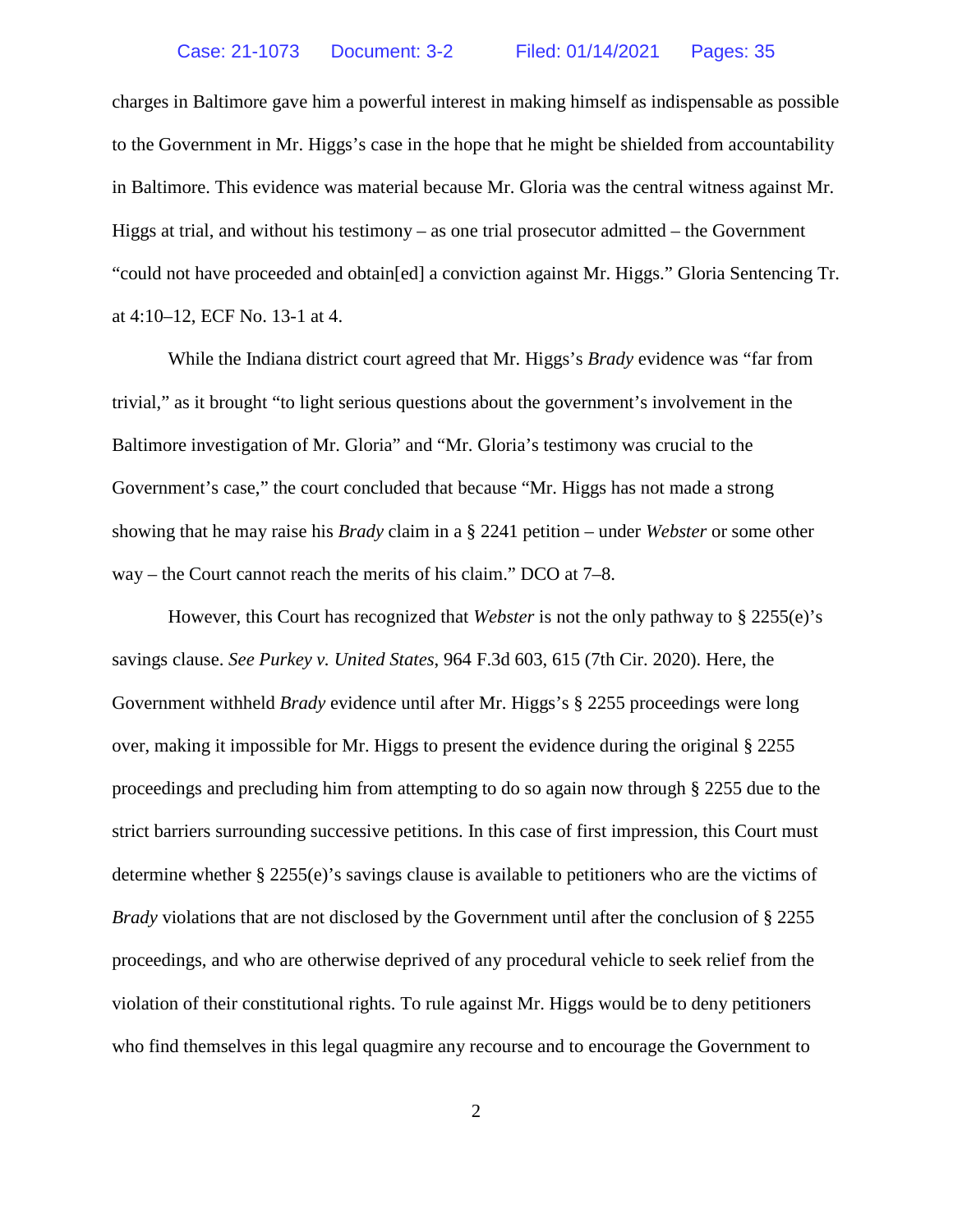charges in Baltimore gave him a powerful interest in making himself as indispensable as possible to the Government in Mr. Higgs's case in the hope that he might be shielded from accountability in Baltimore. This evidence was material because Mr. Gloria was the central witness against Mr. Higgs at trial, and without his testimony – as one trial prosecutor admitted – the Government "could not have proceeded and obtain[ed] a conviction against Mr. Higgs." Gloria Sentencing Tr. at 4:10–12, ECF No. 13-1 at 4.

While the Indiana district court agreed that Mr. Higgs's *Brady* evidence was "far from trivial," as it brought "to light serious questions about the government's involvement in the Baltimore investigation of Mr. Gloria" and "Mr. Gloria's testimony was crucial to the Government's case," the court concluded that because "Mr. Higgs has not made a strong showing that he may raise his *Brady* claim in a § 2241 petition – under *Webster* or some other way – the Court cannot reach the merits of his claim." DCO at 7–8.

However, this Court has recognized that *Webster* is not the only pathway to § 2255(e)'s savings clause. *See Purkey v. United States*, 964 F.3d 603, 615 (7th Cir. 2020). Here, the Government withheld *Brady* evidence until after Mr. Higgs's § 2255 proceedings were long over, making it impossible for Mr. Higgs to present the evidence during the original § 2255 proceedings and precluding him from attempting to do so again now through § 2255 due to the strict barriers surrounding successive petitions. In this case of first impression, this Court must determine whether § 2255(e)'s savings clause is available to petitioners who are the victims of *Brady* violations that are not disclosed by the Government until after the conclusion of § 2255 proceedings, and who are otherwise deprived of any procedural vehicle to seek relief from the violation of their constitutional rights. To rule against Mr. Higgs would be to deny petitioners who find themselves in this legal quagmire any recourse and to encourage the Government to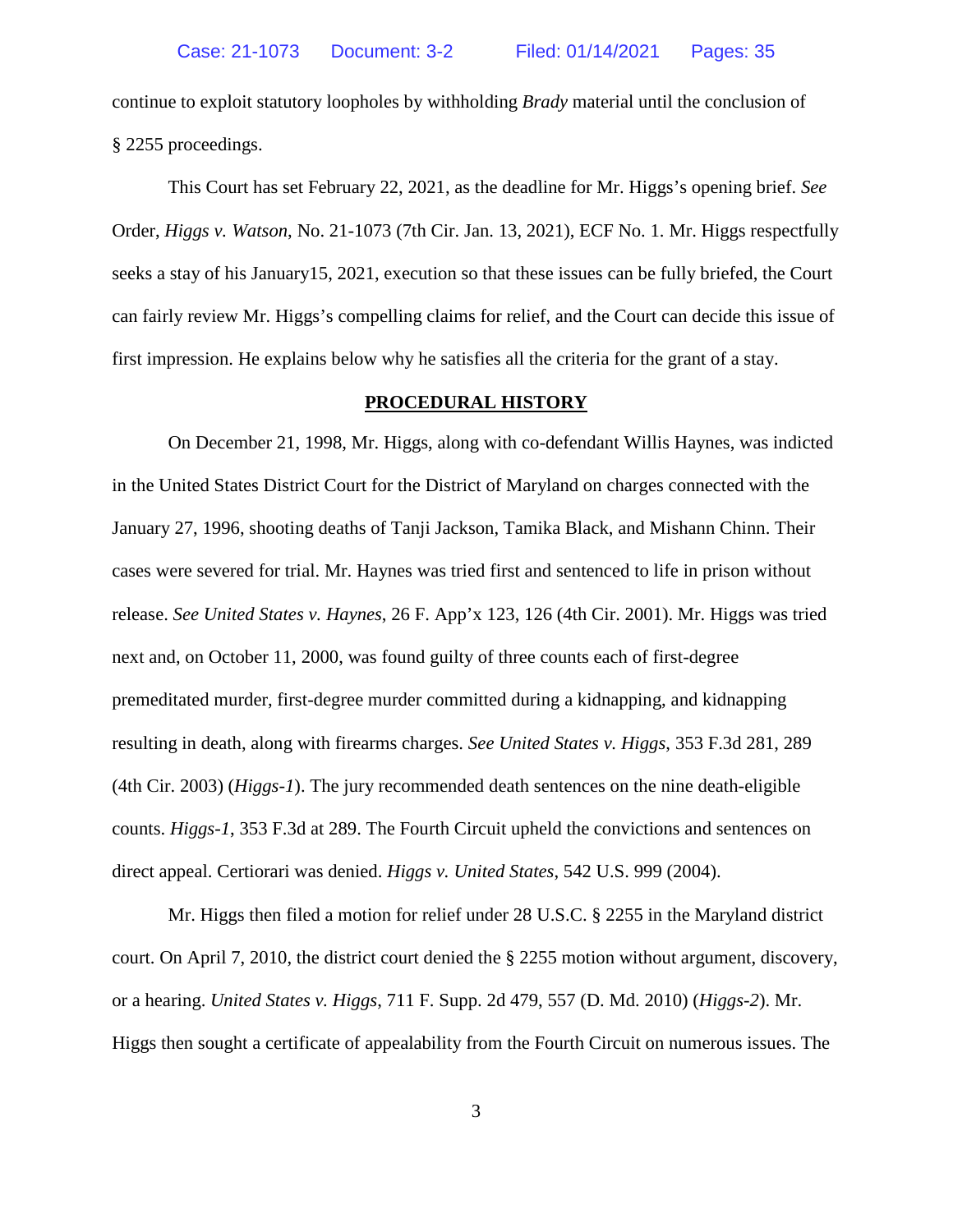continue to exploit statutory loopholes by withholding *Brady* material until the conclusion of § 2255 proceedings.

This Court has set February 22, 2021, as the deadline for Mr. Higgs's opening brief. *See* Order, *Higgs v. Watson*, No. 21-1073 (7th Cir. Jan. 13, 2021), ECF No. 1. Mr. Higgs respectfully seeks a stay of his January15, 2021, execution so that these issues can be fully briefed, the Court can fairly review Mr. Higgs's compelling claims for relief, and the Court can decide this issue of first impression. He explains below why he satisfies all the criteria for the grant of a stay.

## PROCEDURAL HISTORY

On December 21, 1998, Mr. Higgs, along with co-defendant Willis Haynes, was indicted in the United States District Court for the District of Maryland on charges connected with the January 27, 1996, shooting deaths of Tanji Jackson, Tamika Black, and Mishann Chinn. Their cases were severed for trial. Mr. Haynes was tried first and sentenced to life in prison without release. *See United States v. Haynes*, 26 F. App'x 123, 126 (4th Cir. 2001). Mr. Higgs was tried next and, on October 11, 2000, was found guilty of three counts each of first-degree premeditated murder, first-degree murder committed during a kidnapping, and kidnapping resulting in death, along with firearms charges. *See United States v. Higgs*, 353 F.3d 281, 289 (4th Cir. 2003) (*Higgs-1*). The jury recommended death sentences on the nine death-eligible counts. *Higgs-1*, 353 F.3d at 289. The Fourth Circuit upheld the convictions and sentences on direct appeal. Certiorari was denied. *Higgs v. United States*, 542 U.S. 999 (2004).

Mr. Higgs then filed a motion for relief under 28 U.S.C. § 2255 in the Maryland district court. On April 7, 2010, the district court denied the § 2255 motion without argument, discovery, or a hearing. *United States v. Higgs*, 711 F. Supp. 2d 479, 557 (D. Md. 2010) (*Higgs-2*). Mr. Higgs then sought a certificate of appealability from the Fourth Circuit on numerous issues. The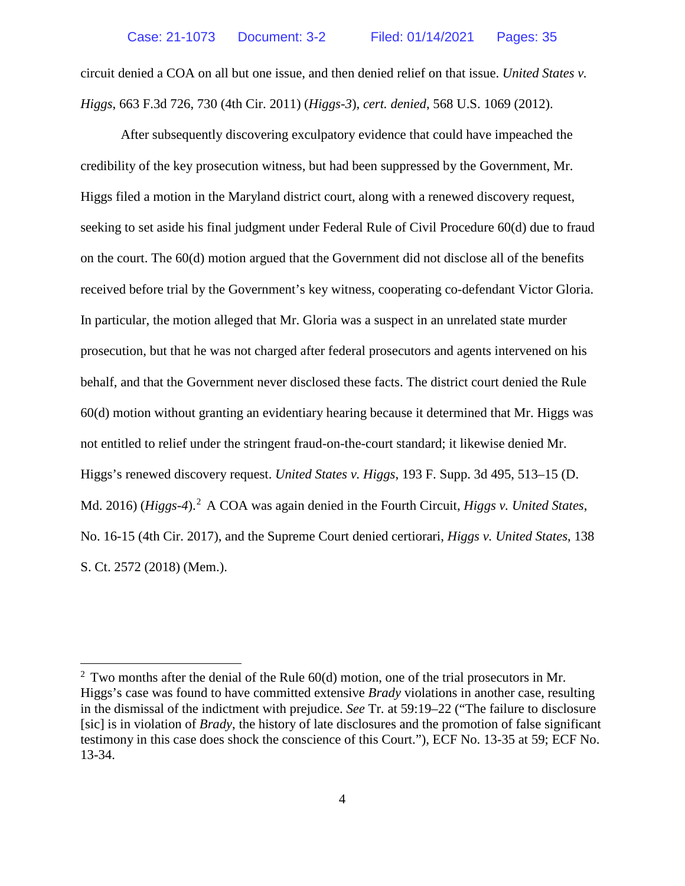circuit denied a COA on all but one issue, and then denied relief on that issue. *United States v. Higgs*, 663 F.3d 726, 730 (4th Cir. 2011) (*Higgs-3*), *cert. denied*, 568 U.S. 1069 (2012).

After subsequently discovering exculpatory evidence that could have impeached the credibility of the key prosecution witness, but had been suppressed by the Government, Mr. Higgs filed a motion in the Maryland district court, along with a renewed discovery request, seeking to set aside his final judgment under Federal Rule of Civil Procedure 60(d) due to fraud on the court. The 60(d) motion argued that the Government did not disclose all of the benefits received before trial by the Government's key witness, cooperating co-defendant Victor Gloria. In particular, the motion alleged that Mr. Gloria was a suspect in an unrelated state murder prosecution, but that he was not charged after federal prosecutors and agents intervened on his behalf, and that the Government never disclosed these facts. The district court denied the Rule 60(d) motion without granting an evidentiary hearing because it determined that Mr. Higgs was not entitled to relief under the stringent fraud-on-the-court standard; it likewise denied Mr. Higgs's renewed discovery request. *United States v. Higgs*, 193 F. Supp. 3d 495, 513–15 (D. Md. 2016) (*Higgs-4*).[2] A COA was again denied in the Fourth Circuit, *Higgs v. United States*, No. 16-15 (4th Cir. 2017), and the Supreme Court denied certiorari, *Higgs v. United States*, 138 S. Ct. 2572 (2018) (Mem.).

---

[2] Two months after the denial of the Rule 60(d) motion, one of the trial prosecutors in Mr. Higgs's case was found to have committed extensive *Brady* violations in another case, resulting in the dismissal of the indictment with prejudice. *See* Tr. at 59:19–22 ("The failure to disclosure [sic] is in violation of *Brady*, the history of late disclosures and the promotion of false significant testimony in this case does shock the conscience of this Court."), ECF No. 13-35 at 59; ECF No. 13-34.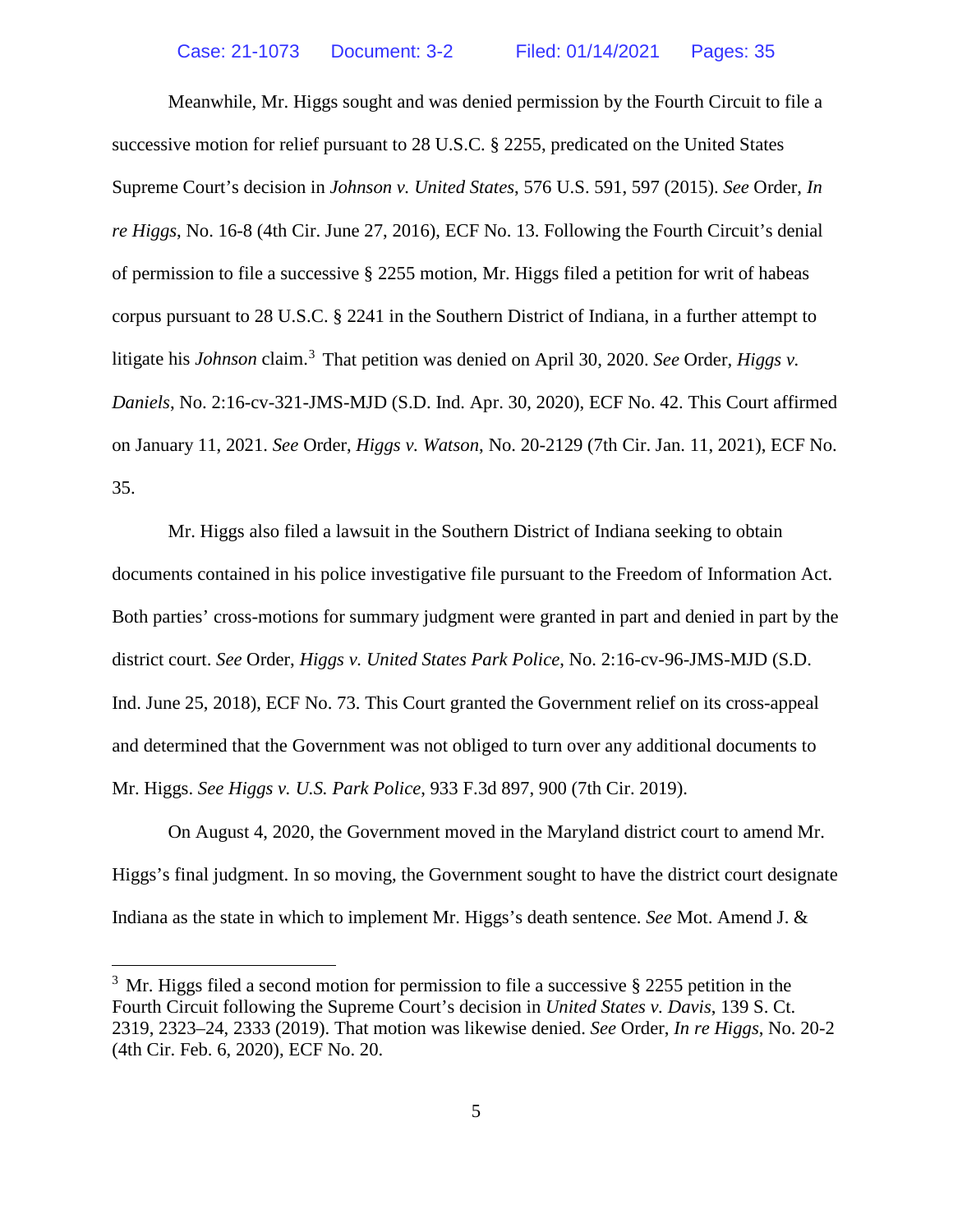Meanwhile, Mr. Higgs sought and was denied permission by the Fourth Circuit to file a successive motion for relief pursuant to 28 U.S.C. § 2255, predicated on the United States Supreme Court's decision in *Johnson v. United States*, 576 U.S. 591, 597 (2015). *See* Order, *In re Higgs*, No. 16-8 (4th Cir. June 27, 2016), ECF No. 13. Following the Fourth Circuit's denial of permission to file a successive § 2255 motion, Mr. Higgs filed a petition for writ of habeas corpus pursuant to 28 U.S.C. § 2241 in the Southern District of Indiana, in a further attempt to litigate his *Johnson* claim.[3] That petition was denied on April 30, 2020. *See* Order, *Higgs v. Daniels*, No. 2:16-cv-321-JMS-MJD (S.D. Ind. Apr. 30, 2020), ECF No. 42. This Court affirmed on January 11, 2021. *See* Order, *Higgs v. Watson*, No. 20-2129 (7th Cir. Jan. 11, 2021), ECF No. 35.

Mr. Higgs also filed a lawsuit in the Southern District of Indiana seeking to obtain documents contained in his police investigative file pursuant to the Freedom of Information Act. Both parties' cross-motions for summary judgment were granted in part and denied in part by the district court. *See* Order, *Higgs v. United States Park Police*, No. 2:16-cv-96-JMS-MJD (S.D. Ind. June 25, 2018), ECF No. 73. This Court granted the Government relief on its cross-appeal and determined that the Government was not obliged to turn over any additional documents to Mr. Higgs. *See Higgs v. U.S. Park Police*, 933 F.3d 897, 900 (7th Cir. 2019).

On August 4, 2020, the Government moved in the Maryland district court to amend Mr. Higgs's final judgment. In so moving, the Government sought to have the district court designate Indiana as the state in which to implement Mr. Higgs's death sentence. *See* Mot. Amend J. &

---

[3] Mr. Higgs filed a second motion for permission to file a successive § 2255 petition in the Fourth Circuit following the Supreme Court's decision in *United States v. Davis*, 139 S. Ct. 2319, 2323–24, 2333 (2019). That motion was likewise denied. *See* Order, *In re Higgs*, No. 20-2 (4th Cir. Feb. 6, 2020), ECF No. 20.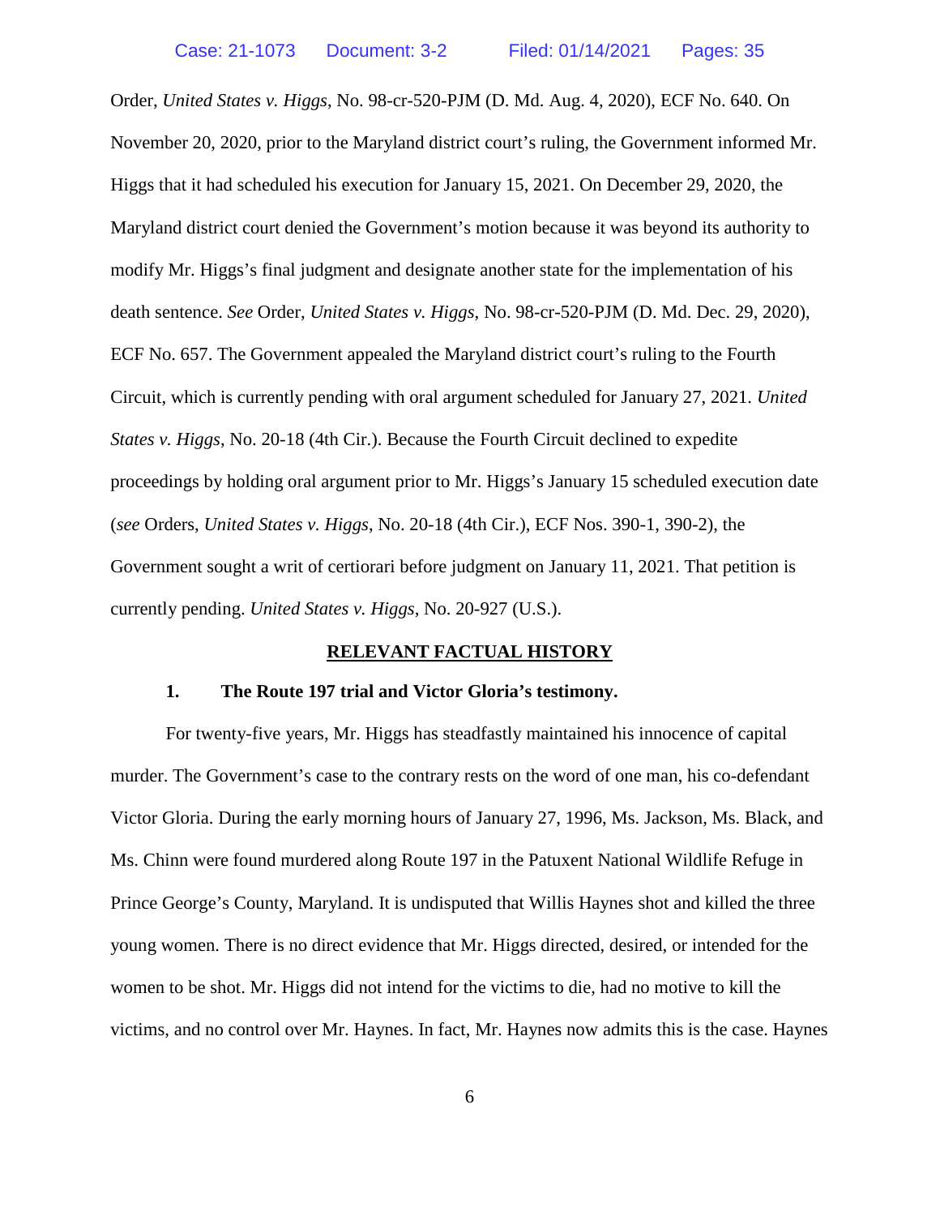Order, *United States v. Higgs*, No. 98-cr-520-PJM (D. Md. Aug. 4, 2020), ECF No. 640. On November 20, 2020, prior to the Maryland district court's ruling, the Government informed Mr. Higgs that it had scheduled his execution for January 15, 2021. On December 29, 2020, the Maryland district court denied the Government's motion because it was beyond its authority to modify Mr. Higgs's final judgment and designate another state for the implementation of his death sentence. *See* Order, *United States v. Higgs*, No. 98-cr-520-PJM (D. Md. Dec. 29, 2020), ECF No. 657. The Government appealed the Maryland district court's ruling to the Fourth Circuit, which is currently pending with oral argument scheduled for January 27, 2021. *United States v. Higgs*, No. 20-18 (4th Cir.). Because the Fourth Circuit declined to expedite proceedings by holding oral argument prior to Mr. Higgs's January 15 scheduled execution date (*see* Orders, *United States v. Higgs*, No. 20-18 (4th Cir.), ECF Nos. 390-1, 390-2), the Government sought a writ of certiorari before judgment on January 11, 2021. That petition is currently pending. *United States v. Higgs*, No. 20-927 (U.S.).

## RELEVANT FACTUAL HISTORY

### 1. The Route 197 trial and Victor Gloria's testimony.

For twenty-five years, Mr. Higgs has steadfastly maintained his innocence of capital murder. The Government's case to the contrary rests on the word of one man, his co-defendant Victor Gloria. During the early morning hours of January 27, 1996, Ms. Jackson, Ms. Black, and Ms. Chinn were found murdered along Route 197 in the Patuxent National Wildlife Refuge in Prince George's County, Maryland. It is undisputed that Willis Haynes shot and killed the three young women. There is no direct evidence that Mr. Higgs directed, desired, or intended for the women to be shot. Mr. Higgs did not intend for the victims to die, had no motive to kill the victims, and no control over Mr. Haynes. In fact, Mr. Haynes now admits this is the case. Haynes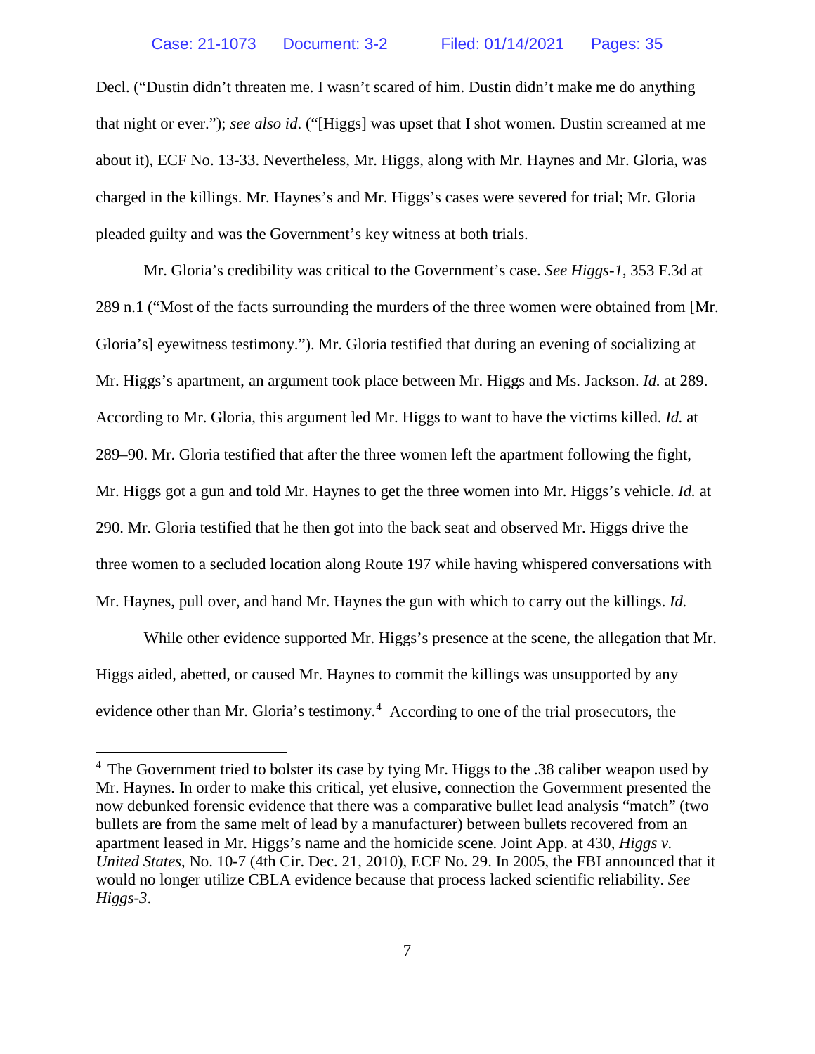Decl. ("Dustin didn't threaten me. I wasn't scared of him. Dustin didn't make me do anything that night or ever."); *see also id.* ("[Higgs] was upset that I shot women. Dustin screamed at me about it), ECF No. 13-33. Nevertheless, Mr. Higgs, along with Mr. Haynes and Mr. Gloria, was charged in the killings. Mr. Haynes's and Mr. Higgs's cases were severed for trial; Mr. Gloria pleaded guilty and was the Government's key witness at both trials.

Mr. Gloria's credibility was critical to the Government's case. *See Higgs-1*, 353 F.3d at 289 n.1 ("Most of the facts surrounding the murders of the three women were obtained from [Mr. Gloria's] eyewitness testimony."). Mr. Gloria testified that during an evening of socializing at Mr. Higgs's apartment, an argument took place between Mr. Higgs and Ms. Jackson. *Id.* at 289. According to Mr. Gloria, this argument led Mr. Higgs to want to have the victims killed. *Id.* at 289–90. Mr. Gloria testified that after the three women left the apartment following the fight, Mr. Higgs got a gun and told Mr. Haynes to get the three women into Mr. Higgs's vehicle. *Id.* at 290. Mr. Gloria testified that he then got into the back seat and observed Mr. Higgs drive the three women to a secluded location along Route 197 while having whispered conversations with Mr. Haynes, pull over, and hand Mr. Haynes the gun with which to carry out the killings. *Id.*

While other evidence supported Mr. Higgs's presence at the scene, the allegation that Mr. Higgs aided, abetted, or caused Mr. Haynes to commit the killings was unsupported by any evidence other than Mr. Gloria's testimony.[4] According to one of the trial prosecutors, the

[4] The Government tried to bolster its case by tying Mr. Higgs to the .38 caliber weapon used by Mr. Haynes. In order to make this critical, yet elusive, connection the Government presented the now debunked forensic evidence that there was a comparative bullet lead analysis "match" (two bullets are from the same melt of lead by a manufacturer) between bullets recovered from an apartment leased in Mr. Higgs's name and the homicide scene. Joint App. at 430, *Higgs v. United States*, No. 10-7 (4th Cir. Dec. 21, 2010), ECF No. 29. In 2005, the FBI announced that it would no longer utilize CBLA evidence because that process lacked scientific reliability. *See Higgs-3*.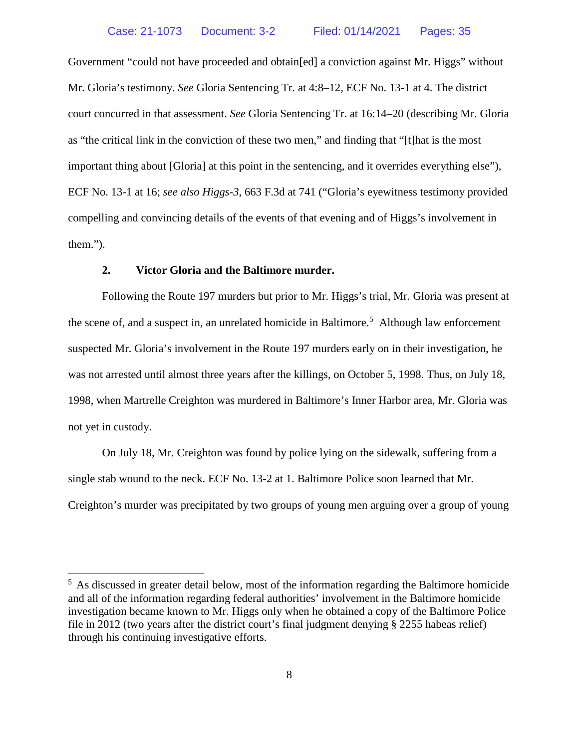Government "could not have proceeded and obtain[ed] a conviction against Mr. Higgs" without Mr. Gloria's testimony. *See* Gloria Sentencing Tr. at 4:8–12, ECF No. 13-1 at 4. The district court concurred in that assessment. *See* Gloria Sentencing Tr. at 16:14–20 (describing Mr. Gloria as "the critical link in the conviction of these two men," and finding that "[t]hat is the most important thing about [Gloria] at this point in the sentencing, and it overrides everything else"), ECF No. 13-1 at 16; *see also Higgs-3*, 663 F.3d at 741 ("Gloria's eyewitness testimony provided compelling and convincing details of the events of that evening and of Higgs's involvement in them.").

**2. Victor Gloria and the Baltimore murder.**

Following the Route 197 murders but prior to Mr. Higgs's trial, Mr. Gloria was present at the scene of, and a suspect in, an unrelated homicide in Baltimore.[5] Although law enforcement suspected Mr. Gloria's involvement in the Route 197 murders early on in their investigation, he was not arrested until almost three years after the killings, on October 5, 1998. Thus, on July 18, 1998, when Martrelle Creighton was murdered in Baltimore's Inner Harbor area, Mr. Gloria was not yet in custody.

On July 18, Mr. Creighton was found by police lying on the sidewalk, suffering from a single stab wound to the neck. ECF No. 13-2 at 1. Baltimore Police soon learned that Mr. Creighton's murder was precipitated by two groups of young men arguing over a group of young

[5] As discussed in greater detail below, most of the information regarding the Baltimore homicide and all of the information regarding federal authorities' involvement in the Baltimore homicide investigation became known to Mr. Higgs only when he obtained a copy of the Baltimore Police file in 2012 (two years after the district court's final judgment denying § 2255 habeas relief) through his continuing investigative efforts.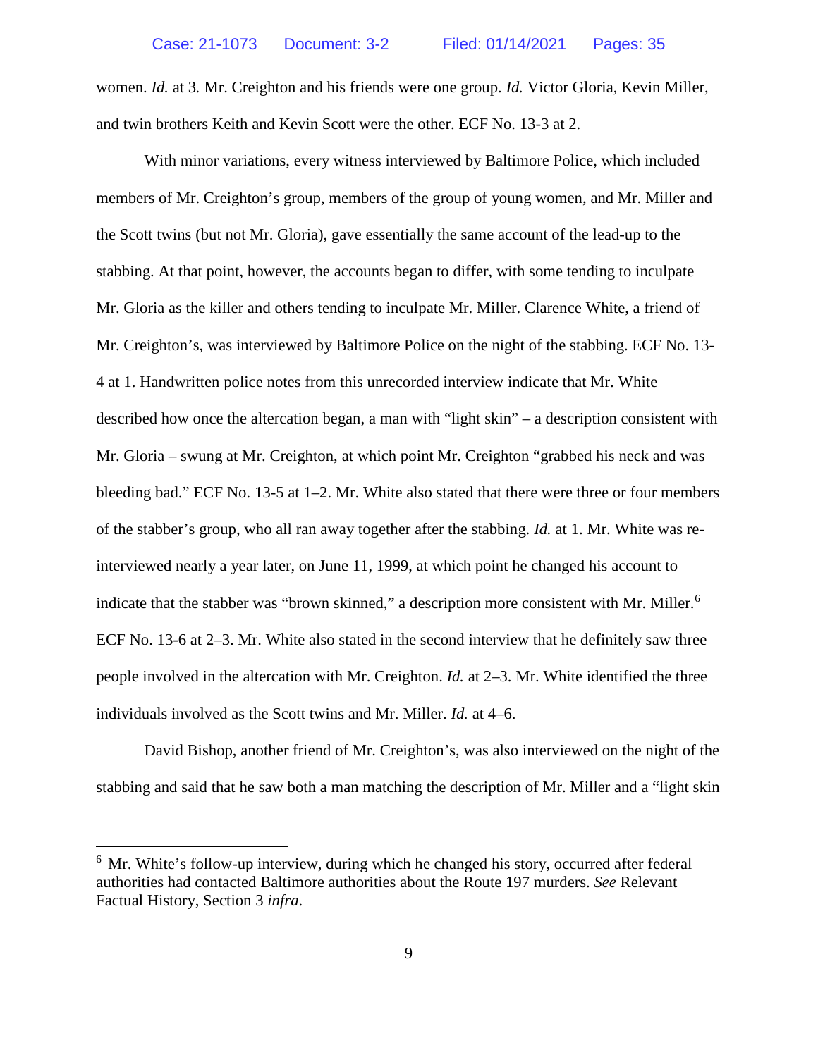women. *Id.* at 3. Mr. Creighton and his friends were one group. *Id.* Victor Gloria, Kevin Miller, and twin brothers Keith and Kevin Scott were the other. ECF No. 13-3 at 2.

With minor variations, every witness interviewed by Baltimore Police, which included members of Mr. Creighton's group, members of the group of young women, and Mr. Miller and the Scott twins (but not Mr. Gloria), gave essentially the same account of the lead-up to the stabbing. At that point, however, the accounts began to differ, with some tending to inculpate Mr. Gloria as the killer and others tending to inculpate Mr. Miller. Clarence White, a friend of Mr. Creighton's, was interviewed by Baltimore Police on the night of the stabbing. ECF No. 13-4 at 1. Handwritten police notes from this unrecorded interview indicate that Mr. White described how once the altercation began, a man with "light skin" – a description consistent with Mr. Gloria – swung at Mr. Creighton, at which point Mr. Creighton "grabbed his neck and was bleeding bad." ECF No. 13-5 at 1–2. Mr. White also stated that there were three or four members of the stabber's group, who all ran away together after the stabbing. *Id.* at 1. Mr. White was re-interviewed nearly a year later, on June 11, 1999, at which point he changed his account to indicate that the stabber was "brown skinned," a description more consistent with Mr. Miller.[6] ECF No. 13-6 at 2–3. Mr. White also stated in the second interview that he definitely saw three people involved in the altercation with Mr. Creighton. *Id.* at 2–3. Mr. White identified the three individuals involved as the Scott twins and Mr. Miller. *Id.* at 4–6.

David Bishop, another friend of Mr. Creighton's, was also interviewed on the night of the stabbing and said that he saw both a man matching the description of Mr. Miller and a "light skin

---

[6] Mr. White's follow-up interview, during which he changed his story, occurred after federal authorities had contacted Baltimore authorities about the Route 197 murders. *See* Relevant Factual History, Section 3 *infra*.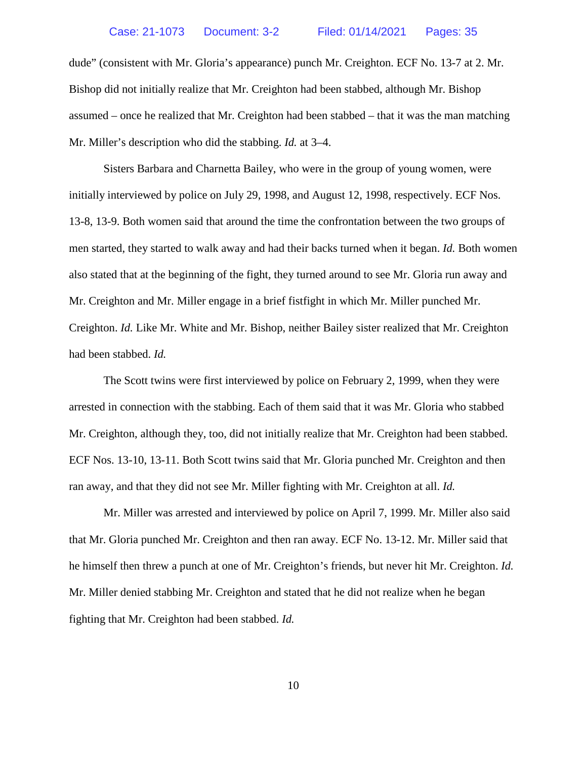dude" (consistent with Mr. Gloria's appearance) punch Mr. Creighton. ECF No. 13-7 at 2. Mr. Bishop did not initially realize that Mr. Creighton had been stabbed, although Mr. Bishop assumed – once he realized that Mr. Creighton had been stabbed – that it was the man matching Mr. Miller's description who did the stabbing. *Id.* at 3–4.

Sisters Barbara and Charnetta Bailey, who were in the group of young women, were initially interviewed by police on July 29, 1998, and August 12, 1998, respectively. ECF Nos. 13-8, 13-9. Both women said that around the time the confrontation between the two groups of men started, they started to walk away and had their backs turned when it began. *Id.* Both women also stated that at the beginning of the fight, they turned around to see Mr. Gloria run away and Mr. Creighton and Mr. Miller engage in a brief fistfight in which Mr. Miller punched Mr. Creighton. *Id.* Like Mr. White and Mr. Bishop, neither Bailey sister realized that Mr. Creighton had been stabbed. *Id.*

The Scott twins were first interviewed by police on February 2, 1999, when they were arrested in connection with the stabbing. Each of them said that it was Mr. Gloria who stabbed Mr. Creighton, although they, too, did not initially realize that Mr. Creighton had been stabbed. ECF Nos. 13-10, 13-11. Both Scott twins said that Mr. Gloria punched Mr. Creighton and then ran away, and that they did not see Mr. Miller fighting with Mr. Creighton at all. *Id.*

Mr. Miller was arrested and interviewed by police on April 7, 1999. Mr. Miller also said that Mr. Gloria punched Mr. Creighton and then ran away. ECF No. 13-12. Mr. Miller said that he himself then threw a punch at one of Mr. Creighton's friends, but never hit Mr. Creighton. *Id.* Mr. Miller denied stabbing Mr. Creighton and stated that he did not realize when he began fighting that Mr. Creighton had been stabbed. *Id.*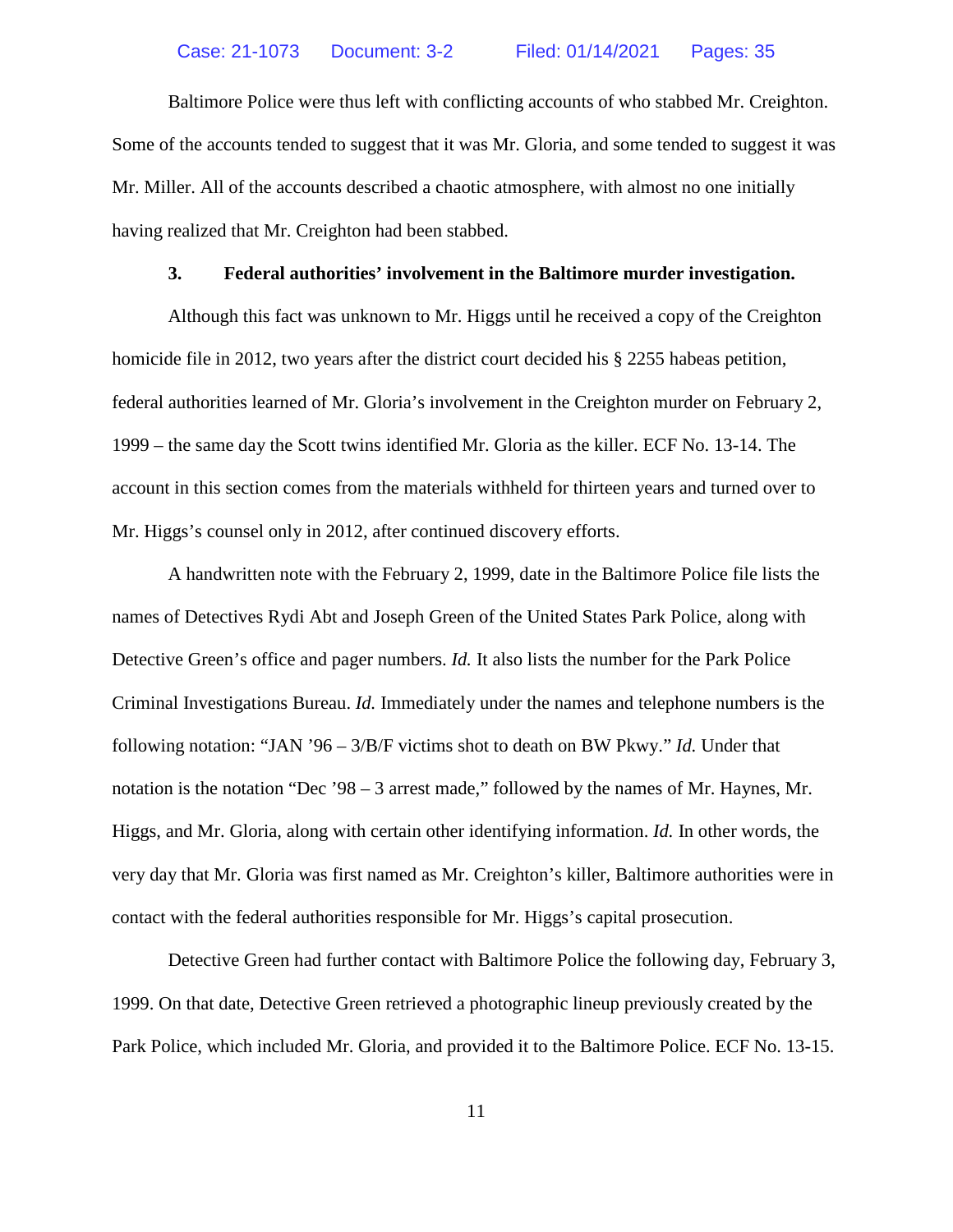Baltimore Police were thus left with conflicting accounts of who stabbed Mr. Creighton. Some of the accounts tended to suggest that it was Mr. Gloria, and some tended to suggest it was Mr. Miller. All of the accounts described a chaotic atmosphere, with almost no one initially having realized that Mr. Creighton had been stabbed.

### 3. Federal authorities' involvement in the Baltimore murder investigation.

Although this fact was unknown to Mr. Higgs until he received a copy of the Creighton homicide file in 2012, two years after the district court decided his § 2255 habeas petition, federal authorities learned of Mr. Gloria's involvement in the Creighton murder on February 2, 1999 – the same day the Scott twins identified Mr. Gloria as the killer. ECF No. 13-14. The account in this section comes from the materials withheld for thirteen years and turned over to Mr. Higgs's counsel only in 2012, after continued discovery efforts.

A handwritten note with the February 2, 1999, date in the Baltimore Police file lists the names of Detectives Rydi Abt and Joseph Green of the United States Park Police, along with Detective Green's office and pager numbers. *Id.* It also lists the number for the Park Police Criminal Investigations Bureau. *Id.* Immediately under the names and telephone numbers is the following notation: "JAN '96 – 3/B/F victims shot to death on BW Pkwy." *Id.* Under that notation is the notation "Dec '98 – 3 arrest made," followed by the names of Mr. Haynes, Mr. Higgs, and Mr. Gloria, along with certain other identifying information. *Id.* In other words, the very day that Mr. Gloria was first named as Mr. Creighton's killer, Baltimore authorities were in contact with the federal authorities responsible for Mr. Higgs's capital prosecution.

Detective Green had further contact with Baltimore Police the following day, February 3, 1999. On that date, Detective Green retrieved a photographic lineup previously created by the Park Police, which included Mr. Gloria, and provided it to the Baltimore Police. ECF No. 13-15.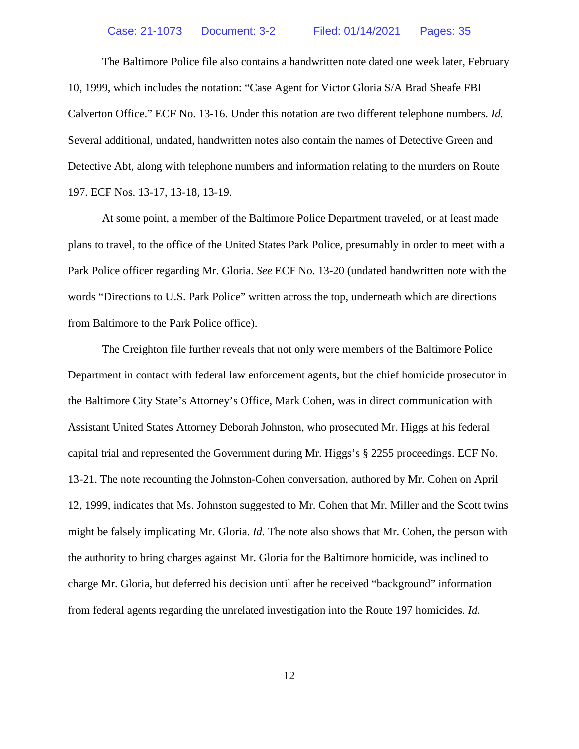The Baltimore Police file also contains a handwritten note dated one week later, February 10, 1999, which includes the notation: "Case Agent for Victor Gloria S/A Brad Sheafe FBI Calverton Office." ECF No. 13-16. Under this notation are two different telephone numbers. *Id.* Several additional, undated, handwritten notes also contain the names of Detective Green and Detective Abt, along with telephone numbers and information relating to the murders on Route 197. ECF Nos. 13-17, 13-18, 13-19.

At some point, a member of the Baltimore Police Department traveled, or at least made plans to travel, to the office of the United States Park Police, presumably in order to meet with a Park Police officer regarding Mr. Gloria. *See* ECF No. 13-20 (undated handwritten note with the words "Directions to U.S. Park Police" written across the top, underneath which are directions from Baltimore to the Park Police office).

The Creighton file further reveals that not only were members of the Baltimore Police Department in contact with federal law enforcement agents, but the chief homicide prosecutor in the Baltimore City State's Attorney's Office, Mark Cohen, was in direct communication with Assistant United States Attorney Deborah Johnston, who prosecuted Mr. Higgs at his federal capital trial and represented the Government during Mr. Higgs's § 2255 proceedings. ECF No. 13-21. The note recounting the Johnston-Cohen conversation, authored by Mr. Cohen on April 12, 1999, indicates that Ms. Johnston suggested to Mr. Cohen that Mr. Miller and the Scott twins might be falsely implicating Mr. Gloria. *Id.* The note also shows that Mr. Cohen, the person with the authority to bring charges against Mr. Gloria for the Baltimore homicide, was inclined to charge Mr. Gloria, but deferred his decision until after he received "background" information from federal agents regarding the unrelated investigation into the Route 197 homicides. *Id.*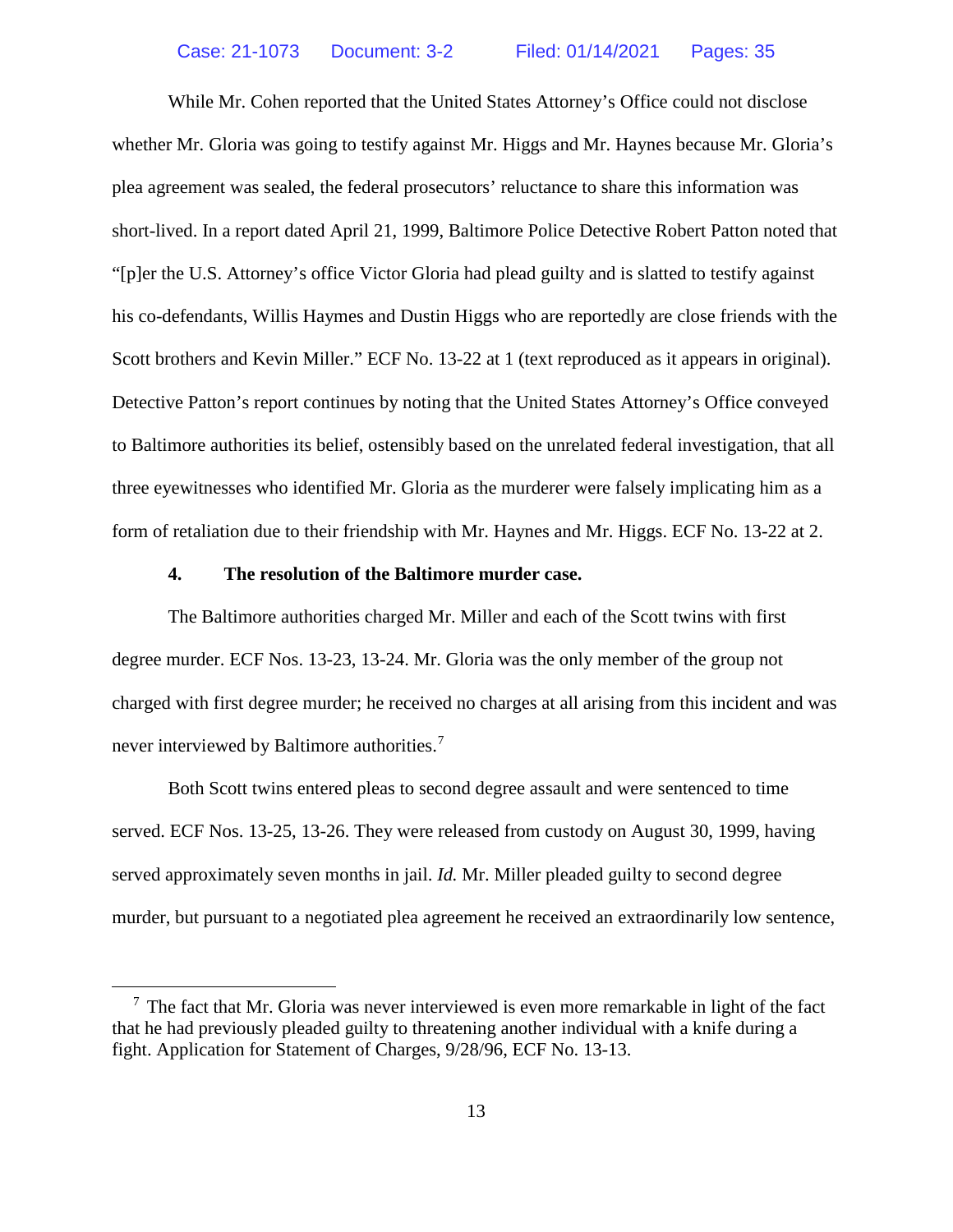While Mr. Cohen reported that the United States Attorney's Office could not disclose whether Mr. Gloria was going to testify against Mr. Higgs and Mr. Haynes because Mr. Gloria's plea agreement was sealed, the federal prosecutors' reluctance to share this information was short-lived. In a report dated April 21, 1999, Baltimore Police Detective Robert Patton noted that "[p]er the U.S. Attorney's office Victor Gloria had plead guilty and is slatted to testify against his co-defendants, Willis Haymes and Dustin Higgs who are reportedly are close friends with the Scott brothers and Kevin Miller." ECF No. 13-22 at 1 (text reproduced as it appears in original). Detective Patton's report continues by noting that the United States Attorney's Office conveyed to Baltimore authorities its belief, ostensibly based on the unrelated federal investigation, that all three eyewitnesses who identified Mr. Gloria as the murderer were falsely implicating him as a form of retaliation due to their friendship with Mr. Haynes and Mr. Higgs. ECF No. 13-22 at 2.

#### 4. The resolution of the Baltimore murder case.

The Baltimore authorities charged Mr. Miller and each of the Scott twins with first degree murder. ECF Nos. 13-23, 13-24. Mr. Gloria was the only member of the group not charged with first degree murder; he received no charges at all arising from this incident and was never interviewed by Baltimore authorities.[7]

Both Scott twins entered pleas to second degree assault and were sentenced to time served. ECF Nos. 13-25, 13-26. They were released from custody on August 30, 1999, having served approximately seven months in jail. *Id.* Mr. Miller pleaded guilty to second degree murder, but pursuant to a negotiated plea agreement he received an extraordinarily low sentence,

---

[7] The fact that Mr. Gloria was never interviewed is even more remarkable in light of the fact that he had previously pleaded guilty to threatening another individual with a knife during a fight. Application for Statement of Charges, 9/28/96, ECF No. 13-13.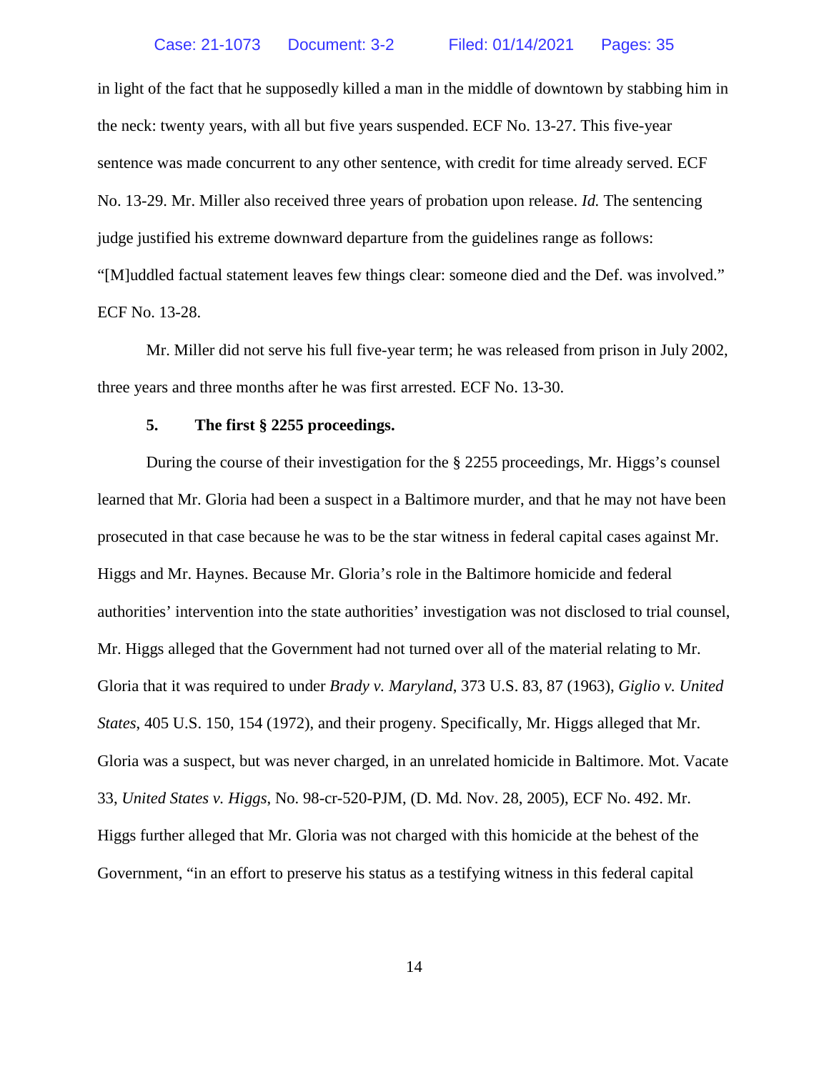in light of the fact that he supposedly killed a man in the middle of downtown by stabbing him in the neck: twenty years, with all but five years suspended. ECF No. 13-27. This five-year sentence was made concurrent to any other sentence, with credit for time already served. ECF No. 13-29. Mr. Miller also received three years of probation upon release. *Id.* The sentencing judge justified his extreme downward departure from the guidelines range as follows: "[M]uddled factual statement leaves few things clear: someone died and the Def. was involved." ECF No. 13-28.

Mr. Miller did not serve his full five-year term; he was released from prison in July 2002, three years and three months after he was first arrested. ECF No. 13-30.

### 5. The first § 2255 proceedings.

During the course of their investigation for the § 2255 proceedings, Mr. Higgs's counsel learned that Mr. Gloria had been a suspect in a Baltimore murder, and that he may not have been prosecuted in that case because he was to be the star witness in federal capital cases against Mr. Higgs and Mr. Haynes. Because Mr. Gloria's role in the Baltimore homicide and federal authorities' intervention into the state authorities' investigation was not disclosed to trial counsel, Mr. Higgs alleged that the Government had not turned over all of the material relating to Mr. Gloria that it was required to under *Brady v. Maryland*, 373 U.S. 83, 87 (1963), *Giglio v. United States*, 405 U.S. 150, 154 (1972), and their progeny. Specifically, Mr. Higgs alleged that Mr. Gloria was a suspect, but was never charged, in an unrelated homicide in Baltimore. Mot. Vacate 33, *United States v. Higgs*, No. 98-cr-520-PJM, (D. Md. Nov. 28, 2005), ECF No. 492. Mr. Higgs further alleged that Mr. Gloria was not charged with this homicide at the behest of the Government, "in an effort to preserve his status as a testifying witness in this federal capital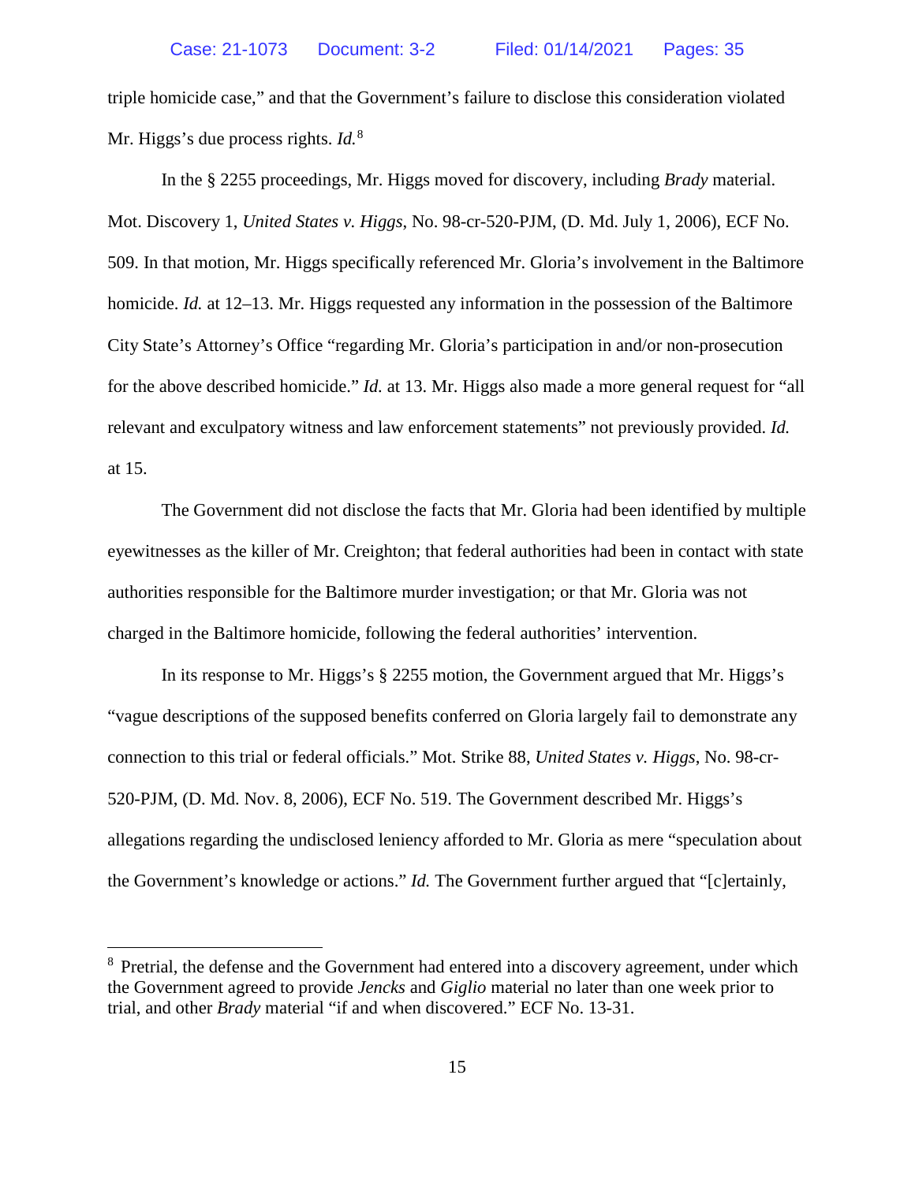triple homicide case," and that the Government's failure to disclose this consideration violated Mr. Higgs's due process rights. *Id.*[8]

In the § 2255 proceedings, Mr. Higgs moved for discovery, including *Brady* material. Mot. Discovery 1, *United States v. Higgs*, No. 98-cr-520-PJM, (D. Md. July 1, 2006), ECF No. 509. In that motion, Mr. Higgs specifically referenced Mr. Gloria's involvement in the Baltimore homicide. *Id.* at 12–13. Mr. Higgs requested any information in the possession of the Baltimore City State's Attorney's Office "regarding Mr. Gloria's participation in and/or non-prosecution for the above described homicide." *Id.* at 13. Mr. Higgs also made a more general request for "all relevant and exculpatory witness and law enforcement statements" not previously provided. *Id.* at 15.

The Government did not disclose the facts that Mr. Gloria had been identified by multiple eyewitnesses as the killer of Mr. Creighton; that federal authorities had been in contact with state authorities responsible for the Baltimore murder investigation; or that Mr. Gloria was not charged in the Baltimore homicide, following the federal authorities' intervention.

In its response to Mr. Higgs's § 2255 motion, the Government argued that Mr. Higgs's "vague descriptions of the supposed benefits conferred on Gloria largely fail to demonstrate any connection to this trial or federal officials." Mot. Strike 88, *United States v. Higgs*, No. 98-cr-520-PJM, (D. Md. Nov. 8, 2006), ECF No. 519. The Government described Mr. Higgs's allegations regarding the undisclosed leniency afforded to Mr. Gloria as mere "speculation about the Government's knowledge or actions." *Id.* The Government further argued that "[c]ertainly,

---

[8] Pretrial, the defense and the Government had entered into a discovery agreement, under which the Government agreed to provide *Jencks* and *Giglio* material no later than one week prior to trial, and other *Brady* material "if and when discovered." ECF No. 13-31.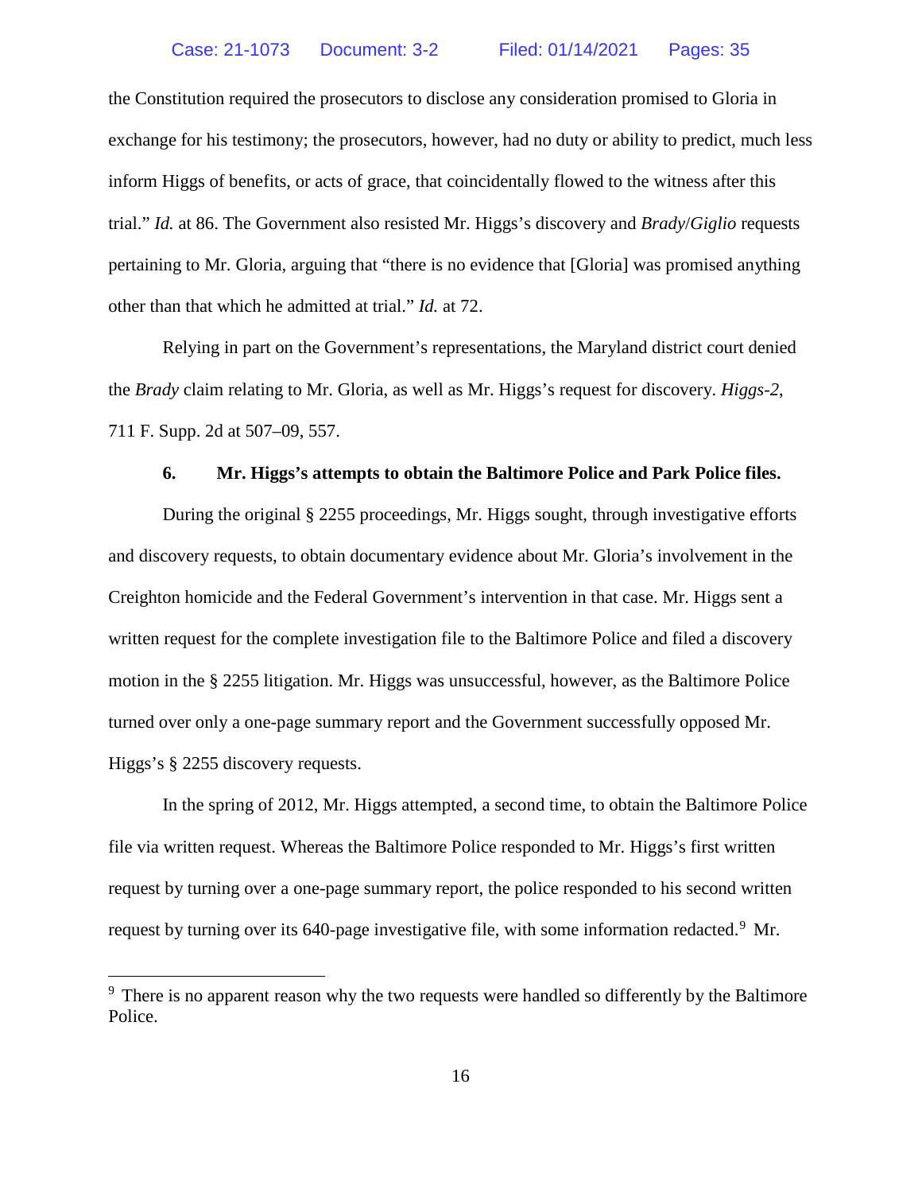the Constitution required the prosecutors to disclose any consideration promised to Gloria in exchange for his testimony; the prosecutors, however, had no duty or ability to predict, much less inform Higgs of benefits, or acts of grace, that coincidentally flowed to the witness after this trial." *Id.* at 86. The Government also resisted Mr. Higgs's discovery and *Brady*/*Giglio* requests pertaining to Mr. Gloria, arguing that "there is no evidence that [Gloria] was promised anything other than that which he admitted at trial." *Id.* at 72.

Relying in part on the Government's representations, the Maryland district court denied the *Brady* claim relating to Mr. Gloria, as well as Mr. Higgs's request for discovery. *Higgs-2*, 711 F. Supp. 2d at 507–09, 557.

### 6. Mr. Higgs's attempts to obtain the Baltimore Police and Park Police files.

During the original § 2255 proceedings, Mr. Higgs sought, through investigative efforts and discovery requests, to obtain documentary evidence about Mr. Gloria's involvement in the Creighton homicide and the Federal Government's intervention in that case. Mr. Higgs sent a written request for the complete investigation file to the Baltimore Police and filed a discovery motion in the § 2255 litigation. Mr. Higgs was unsuccessful, however, as the Baltimore Police turned over only a one-page summary report and the Government successfully opposed Mr. Higgs's § 2255 discovery requests.

In the spring of 2012, Mr. Higgs attempted, a second time, to obtain the Baltimore Police file via written request. Whereas the Baltimore Police responded to Mr. Higgs's first written request by turning over a one-page summary report, the police responded to his second written request by turning over its 640-page investigative file, with some information redacted.[9] Mr.

[9] There is no apparent reason why the two requests were handled so differently by the Baltimore Police.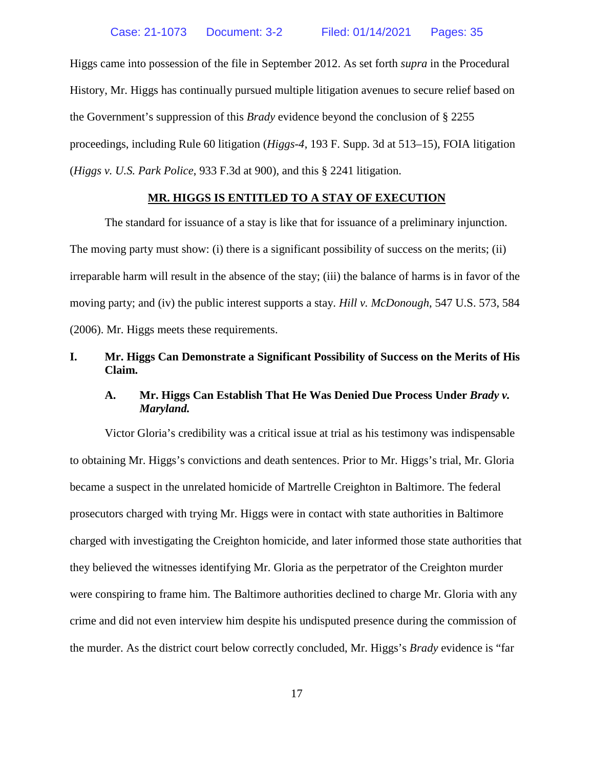Higgs came into possession of the file in September 2012. As set forth *supra* in the Procedural History, Mr. Higgs has continually pursued multiple litigation avenues to secure relief based on the Government's suppression of this *Brady* evidence beyond the conclusion of § 2255 proceedings, including Rule 60 litigation (*Higgs-4*, 193 F. Supp. 3d at 513–15), FOIA litigation (*Higgs v. U.S. Park Police*, 933 F.3d at 900), and this § 2241 litigation.

## MR. HIGGS IS ENTITLED TO A STAY OF EXECUTION

The standard for issuance of a stay is like that for issuance of a preliminary injunction. The moving party must show: (i) there is a significant possibility of success on the merits; (ii) irreparable harm will result in the absence of the stay; (iii) the balance of harms is in favor of the moving party; and (iv) the public interest supports a stay. *Hill v. McDonough*, 547 U.S. 573, 584 (2006). Mr. Higgs meets these requirements.

### I. Mr. Higgs Can Demonstrate a Significant Possibility of Success on the Merits of His Claim.

#### A. Mr. Higgs Can Establish That He Was Denied Due Process Under *Brady v. Maryland.*

Victor Gloria's credibility was a critical issue at trial as his testimony was indispensable to obtaining Mr. Higgs's convictions and death sentences. Prior to Mr. Higgs's trial, Mr. Gloria became a suspect in the unrelated homicide of Martrelle Creighton in Baltimore. The federal prosecutors charged with trying Mr. Higgs were in contact with state authorities in Baltimore charged with investigating the Creighton homicide, and later informed those state authorities that they believed the witnesses identifying Mr. Gloria as the perpetrator of the Creighton murder were conspiring to frame him. The Baltimore authorities declined to charge Mr. Gloria with any crime and did not even interview him despite his undisputed presence during the commission of the murder. As the district court below correctly concluded, Mr. Higgs's *Brady* evidence is "far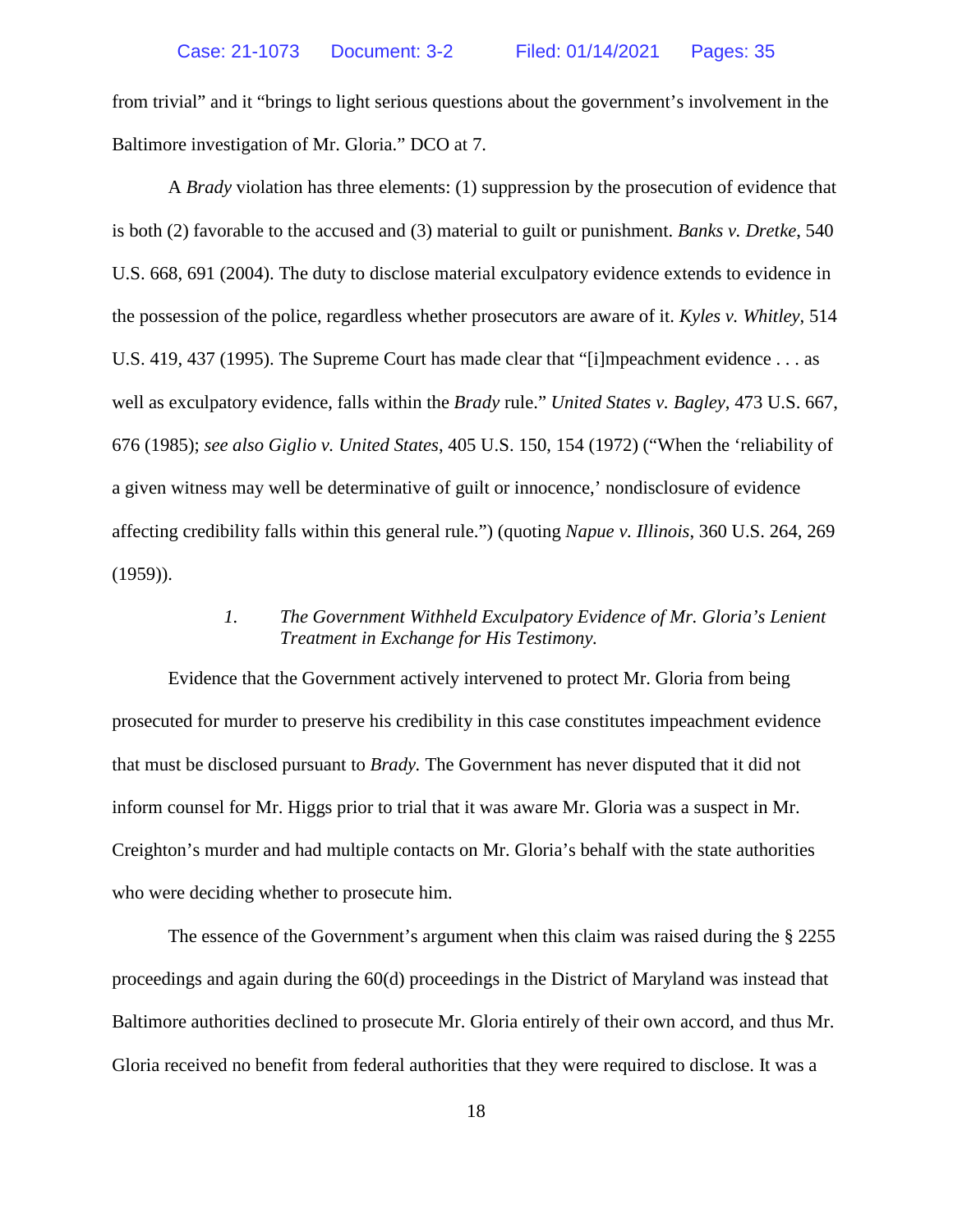from trivial" and it "brings to light serious questions about the government's involvement in the Baltimore investigation of Mr. Gloria." DCO at 7.

A *Brady* violation has three elements: (1) suppression by the prosecution of evidence that is both (2) favorable to the accused and (3) material to guilt or punishment. *Banks v. Dretke*, 540 U.S. 668, 691 (2004). The duty to disclose material exculpatory evidence extends to evidence in the possession of the police, regardless whether prosecutors are aware of it. *Kyles v. Whitley*, 514 U.S. 419, 437 (1995). The Supreme Court has made clear that "[i]mpeachment evidence . . . as well as exculpatory evidence, falls within the *Brady* rule." *United States v. Bagley*, 473 U.S. 667, 676 (1985); *see also Giglio v. United States*, 405 U.S. 150, 154 (1972) ("When the 'reliability of a given witness may well be determinative of guilt or innocence,' nondisclosure of evidence affecting credibility falls within this general rule.") (quoting *Napue v. Illinois*, 360 U.S. 264, 269 (1959)).

*1. The Government Withheld Exculpatory Evidence of Mr. Gloria's Lenient Treatment in Exchange for His Testimony.*

Evidence that the Government actively intervened to protect Mr. Gloria from being prosecuted for murder to preserve his credibility in this case constitutes impeachment evidence that must be disclosed pursuant to *Brady.* The Government has never disputed that it did not inform counsel for Mr. Higgs prior to trial that it was aware Mr. Gloria was a suspect in Mr. Creighton's murder and had multiple contacts on Mr. Gloria's behalf with the state authorities who were deciding whether to prosecute him.

The essence of the Government's argument when this claim was raised during the § 2255 proceedings and again during the 60(d) proceedings in the District of Maryland was instead that Baltimore authorities declined to prosecute Mr. Gloria entirely of their own accord, and thus Mr. Gloria received no benefit from federal authorities that they were required to disclose. It was a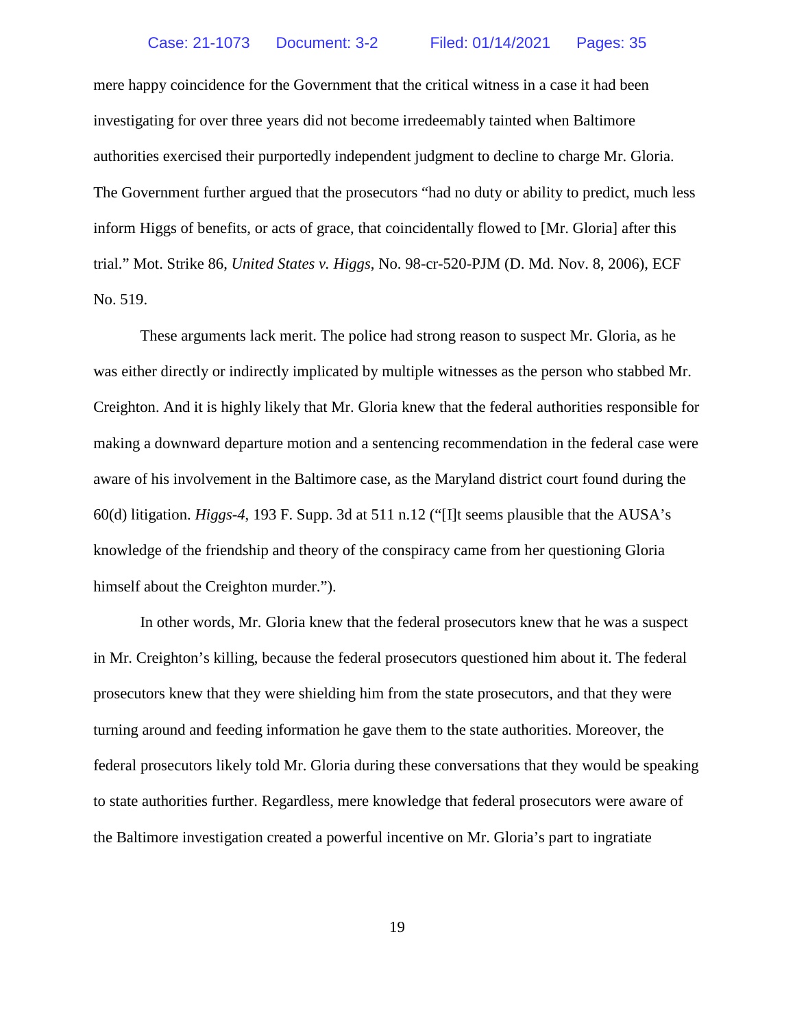mere happy coincidence for the Government that the critical witness in a case it had been investigating for over three years did not become irredeemably tainted when Baltimore authorities exercised their purportedly independent judgment to decline to charge Mr. Gloria. The Government further argued that the prosecutors "had no duty or ability to predict, much less inform Higgs of benefits, or acts of grace, that coincidentally flowed to [Mr. Gloria] after this trial." Mot. Strike 86, *United States v. Higgs*, No. 98-cr-520-PJM (D. Md. Nov. 8, 2006), ECF No. 519.

These arguments lack merit. The police had strong reason to suspect Mr. Gloria, as he was either directly or indirectly implicated by multiple witnesses as the person who stabbed Mr. Creighton. And it is highly likely that Mr. Gloria knew that the federal authorities responsible for making a downward departure motion and a sentencing recommendation in the federal case were aware of his involvement in the Baltimore case, as the Maryland district court found during the 60(d) litigation. *Higgs-4*, 193 F. Supp. 3d at 511 n.12 ("[I]t seems plausible that the AUSA's knowledge of the friendship and theory of the conspiracy came from her questioning Gloria himself about the Creighton murder.").

In other words, Mr. Gloria knew that the federal prosecutors knew that he was a suspect in Mr. Creighton's killing, because the federal prosecutors questioned him about it. The federal prosecutors knew that they were shielding him from the state prosecutors, and that they were turning around and feeding information he gave them to the state authorities. Moreover, the federal prosecutors likely told Mr. Gloria during these conversations that they would be speaking to state authorities further. Regardless, mere knowledge that federal prosecutors were aware of the Baltimore investigation created a powerful incentive on Mr. Gloria's part to ingratiate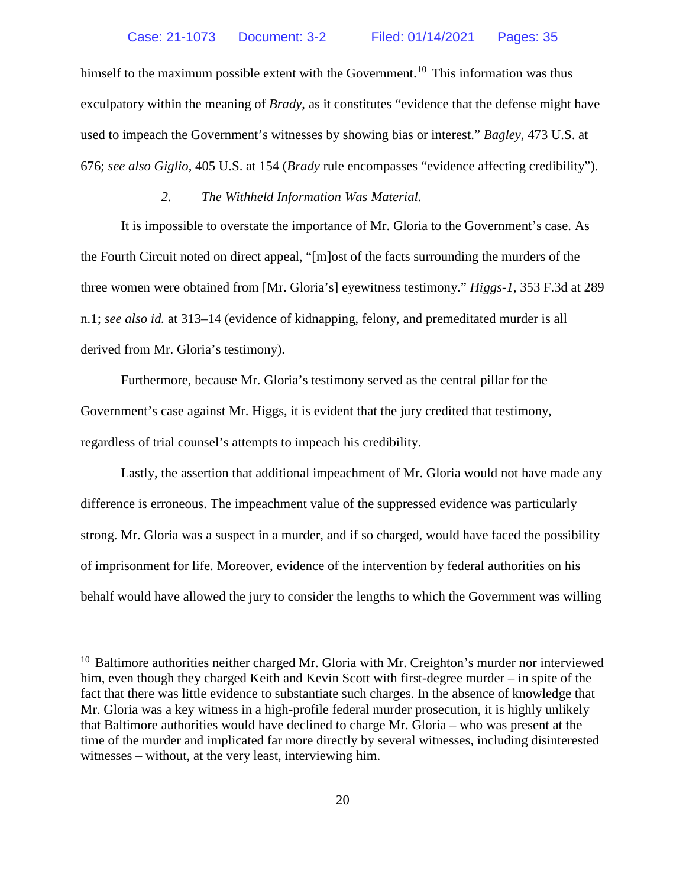himself to the maximum possible extent with the Government.[10] This information was thus exculpatory within the meaning of *Brady*, as it constitutes "evidence that the defense might have used to impeach the Government's witnesses by showing bias or interest." *Bagley*, 473 U.S. at 676; *see also Giglio*, 405 U.S. at 154 (*Brady* rule encompasses "evidence affecting credibility").

*2. The Withheld Information Was Material.*

It is impossible to overstate the importance of Mr. Gloria to the Government's case. As the Fourth Circuit noted on direct appeal, "[m]ost of the facts surrounding the murders of the three women were obtained from [Mr. Gloria's] eyewitness testimony." *Higgs-1*, 353 F.3d at 289 n.1; *see also id.* at 313–14 (evidence of kidnapping, felony, and premeditated murder is all derived from Mr. Gloria's testimony).

Furthermore, because Mr. Gloria's testimony served as the central pillar for the Government's case against Mr. Higgs, it is evident that the jury credited that testimony, regardless of trial counsel's attempts to impeach his credibility.

Lastly, the assertion that additional impeachment of Mr. Gloria would not have made any difference is erroneous. The impeachment value of the suppressed evidence was particularly strong. Mr. Gloria was a suspect in a murder, and if so charged, would have faced the possibility of imprisonment for life. Moreover, evidence of the intervention by federal authorities on his behalf would have allowed the jury to consider the lengths to which the Government was willing

---

[10] Baltimore authorities neither charged Mr. Gloria with Mr. Creighton's murder nor interviewed him, even though they charged Keith and Kevin Scott with first-degree murder – in spite of the fact that there was little evidence to substantiate such charges. In the absence of knowledge that Mr. Gloria was a key witness in a high-profile federal murder prosecution, it is highly unlikely that Baltimore authorities would have declined to charge Mr. Gloria – who was present at the time of the murder and implicated far more directly by several witnesses, including disinterested witnesses – without, at the very least, interviewing him.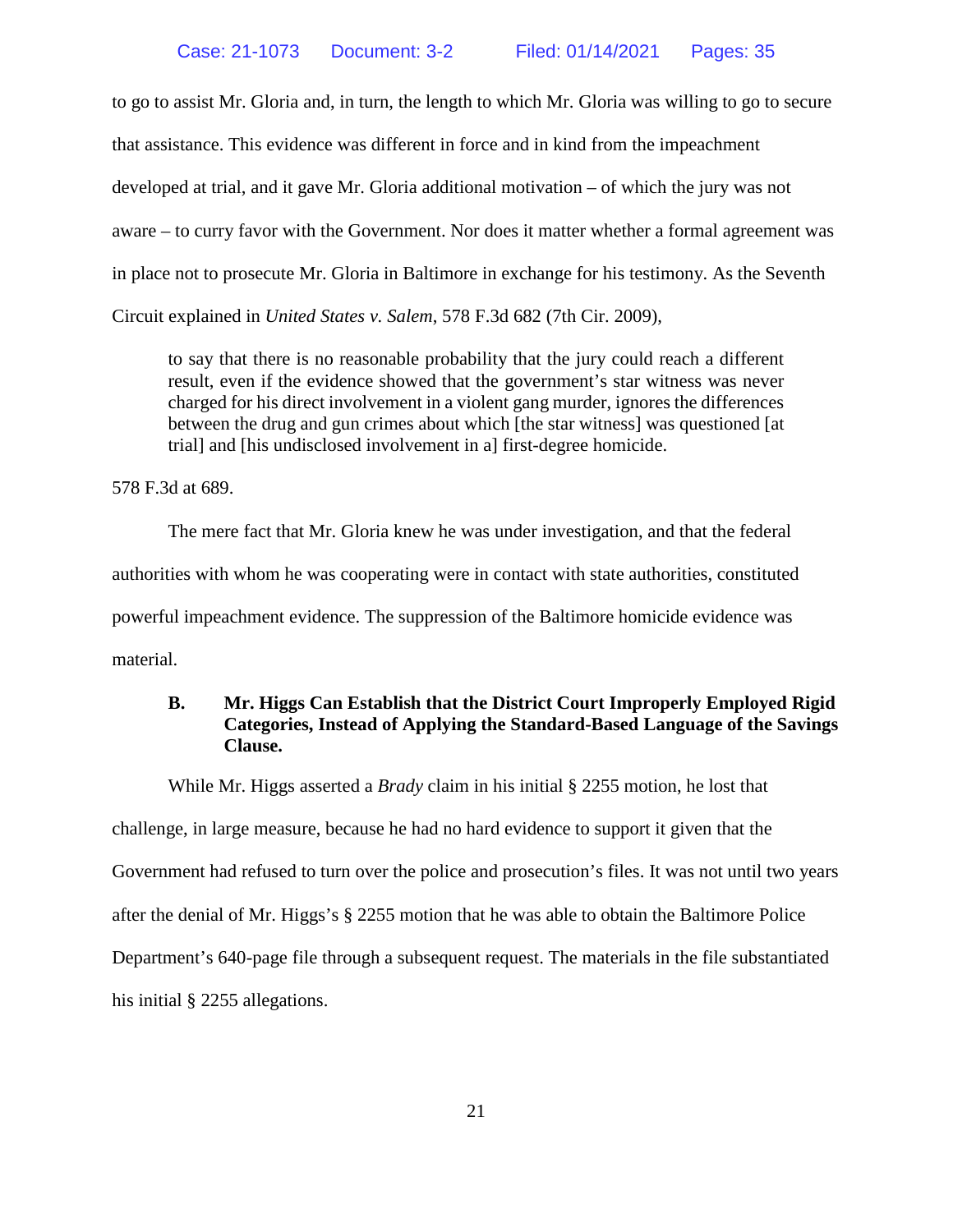to go to assist Mr. Gloria and, in turn, the length to which Mr. Gloria was willing to go to secure that assistance. This evidence was different in force and in kind from the impeachment developed at trial, and it gave Mr. Gloria additional motivation – of which the jury was not aware – to curry favor with the Government. Nor does it matter whether a formal agreement was in place not to prosecute Mr. Gloria in Baltimore in exchange for his testimony. As the Seventh Circuit explained in *United States v. Salem*, 578 F.3d 682 (7th Cir. 2009),

> to say that there is no reasonable probability that the jury could reach a different result, even if the evidence showed that the government's star witness was never charged for his direct involvement in a violent gang murder, ignores the differences between the drug and gun crimes about which [the star witness] was questioned [at trial] and [his undisclosed involvement in a] first-degree homicide.

578 F.3d at 689.

The mere fact that Mr. Gloria knew he was under investigation, and that the federal authorities with whom he was cooperating were in contact with state authorities, constituted powerful impeachment evidence. The suppression of the Baltimore homicide evidence was material.

### B. Mr. Higgs Can Establish that the District Court Improperly Employed Rigid Categories, Instead of Applying the Standard-Based Language of the Savings Clause.

While Mr. Higgs asserted a *Brady* claim in his initial § 2255 motion, he lost that challenge, in large measure, because he had no hard evidence to support it given that the Government had refused to turn over the police and prosecution's files. It was not until two years after the denial of Mr. Higgs's § 2255 motion that he was able to obtain the Baltimore Police Department's 640-page file through a subsequent request. The materials in the file substantiated his initial § 2255 allegations.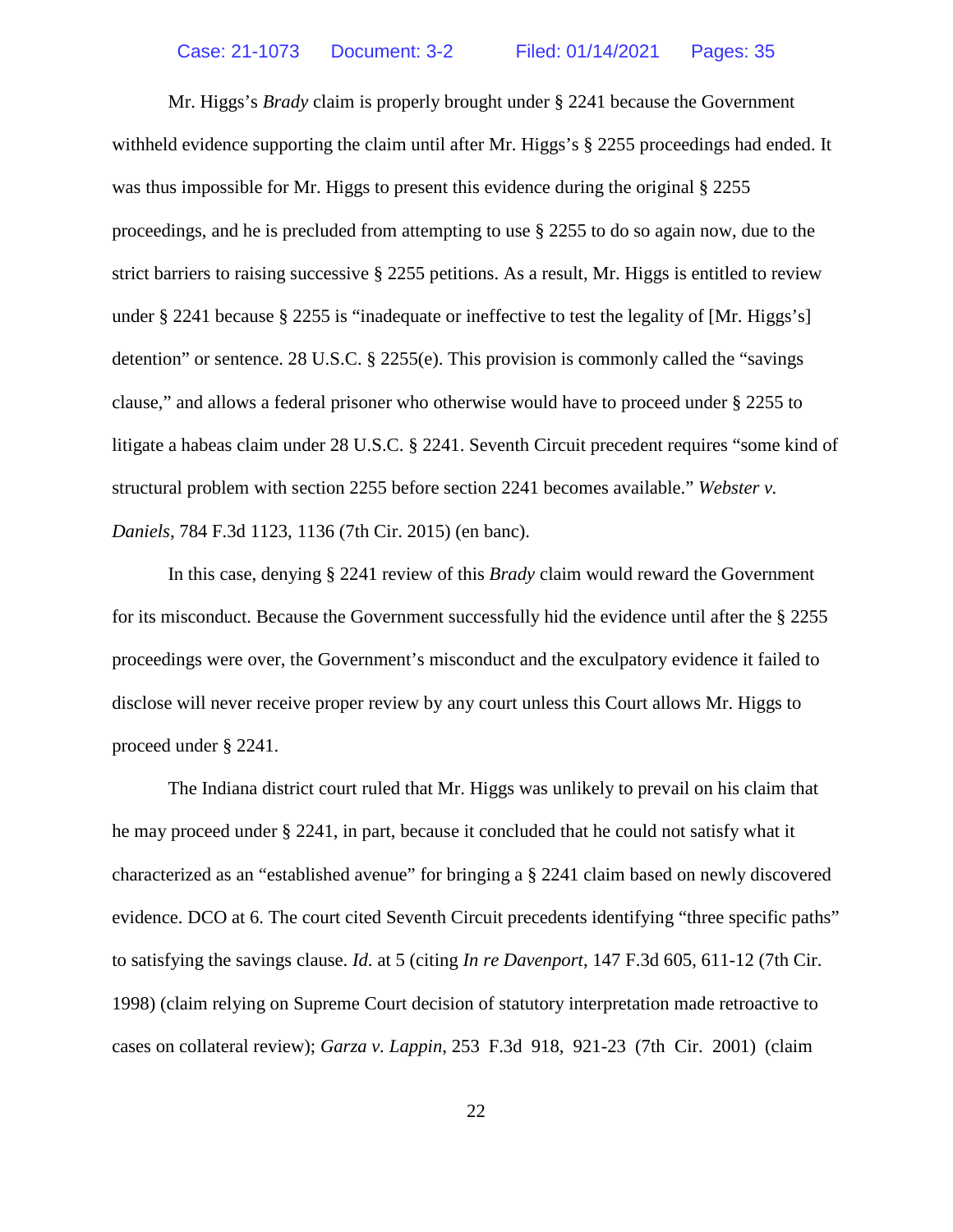Mr. Higgs's *Brady* claim is properly brought under § 2241 because the Government withheld evidence supporting the claim until after Mr. Higgs's § 2255 proceedings had ended. It was thus impossible for Mr. Higgs to present this evidence during the original § 2255 proceedings, and he is precluded from attempting to use § 2255 to do so again now, due to the strict barriers to raising successive § 2255 petitions. As a result, Mr. Higgs is entitled to review under § 2241 because § 2255 is "inadequate or ineffective to test the legality of [Mr. Higgs's] detention" or sentence. 28 U.S.C. § 2255(e). This provision is commonly called the "savings clause," and allows a federal prisoner who otherwise would have to proceed under § 2255 to litigate a habeas claim under 28 U.S.C. § 2241. Seventh Circuit precedent requires "some kind of structural problem with section 2255 before section 2241 becomes available." *Webster v. Daniels*, 784 F.3d 1123, 1136 (7th Cir. 2015) (en banc).

In this case, denying § 2241 review of this *Brady* claim would reward the Government for its misconduct. Because the Government successfully hid the evidence until after the § 2255 proceedings were over, the Government's misconduct and the exculpatory evidence it failed to disclose will never receive proper review by any court unless this Court allows Mr. Higgs to proceed under § 2241.

The Indiana district court ruled that Mr. Higgs was unlikely to prevail on his claim that he may proceed under § 2241, in part, because it concluded that he could not satisfy what it characterized as an "established avenue" for bringing a § 2241 claim based on newly discovered evidence. DCO at 6. The court cited Seventh Circuit precedents identifying "three specific paths" to satisfying the savings clause. *Id.* at 5 (citing *In re Davenport*, 147 F.3d 605, 611-12 (7th Cir. 1998) (claim relying on Supreme Court decision of statutory interpretation made retroactive to cases on collateral review); *Garza v. Lappin*, 253 F.3d 918, 921-23 (7th Cir. 2001) (claim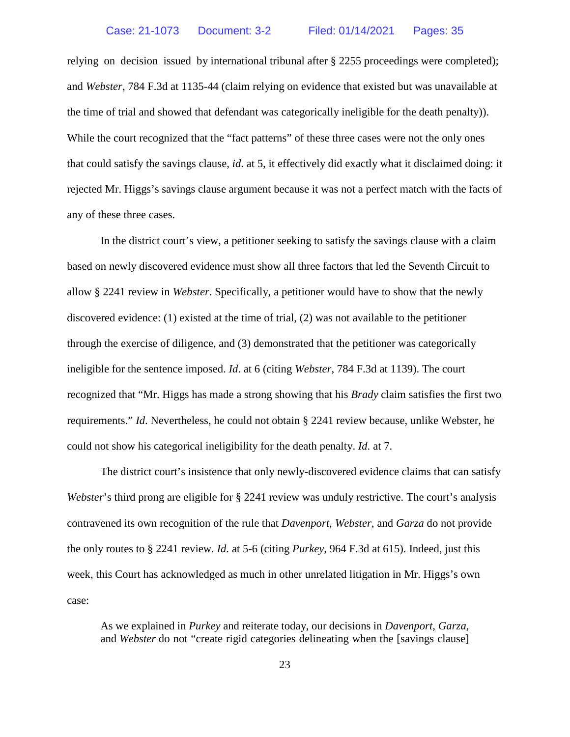relying on decision issued by international tribunal after § 2255 proceedings were completed); and *Webster*, 784 F.3d at 1135-44 (claim relying on evidence that existed but was unavailable at the time of trial and showed that defendant was categorically ineligible for the death penalty)). While the court recognized that the "fact patterns" of these three cases were not the only ones that could satisfy the savings clause, *id*. at 5, it effectively did exactly what it disclaimed doing: it rejected Mr. Higgs's savings clause argument because it was not a perfect match with the facts of any of these three cases.

In the district court's view, a petitioner seeking to satisfy the savings clause with a claim based on newly discovered evidence must show all three factors that led the Seventh Circuit to allow § 2241 review in *Webster*. Specifically, a petitioner would have to show that the newly discovered evidence: (1) existed at the time of trial, (2) was not available to the petitioner through the exercise of diligence, and (3) demonstrated that the petitioner was categorically ineligible for the sentence imposed. *Id*. at 6 (citing *Webster*, 784 F.3d at 1139). The court recognized that "Mr. Higgs has made a strong showing that his *Brady* claim satisfies the first two requirements." *Id*. Nevertheless, he could not obtain § 2241 review because, unlike Webster, he could not show his categorical ineligibility for the death penalty. *Id*. at 7.

The district court's insistence that only newly-discovered evidence claims that can satisfy *Webster*'s third prong are eligible for § 2241 review was unduly restrictive. The court's analysis contravened its own recognition of the rule that *Davenport*, *Webster*, and *Garza* do not provide the only routes to § 2241 review. *Id*. at 5-6 (citing *Purkey*, 964 F.3d at 615). Indeed, just this week, this Court has acknowledged as much in other unrelated litigation in Mr. Higgs's own case:

> As we explained in *Purkey* and reiterate today, our decisions in *Davenport*, *Garza*, and *Webster* do not "create rigid categories delineating when the [savings clause]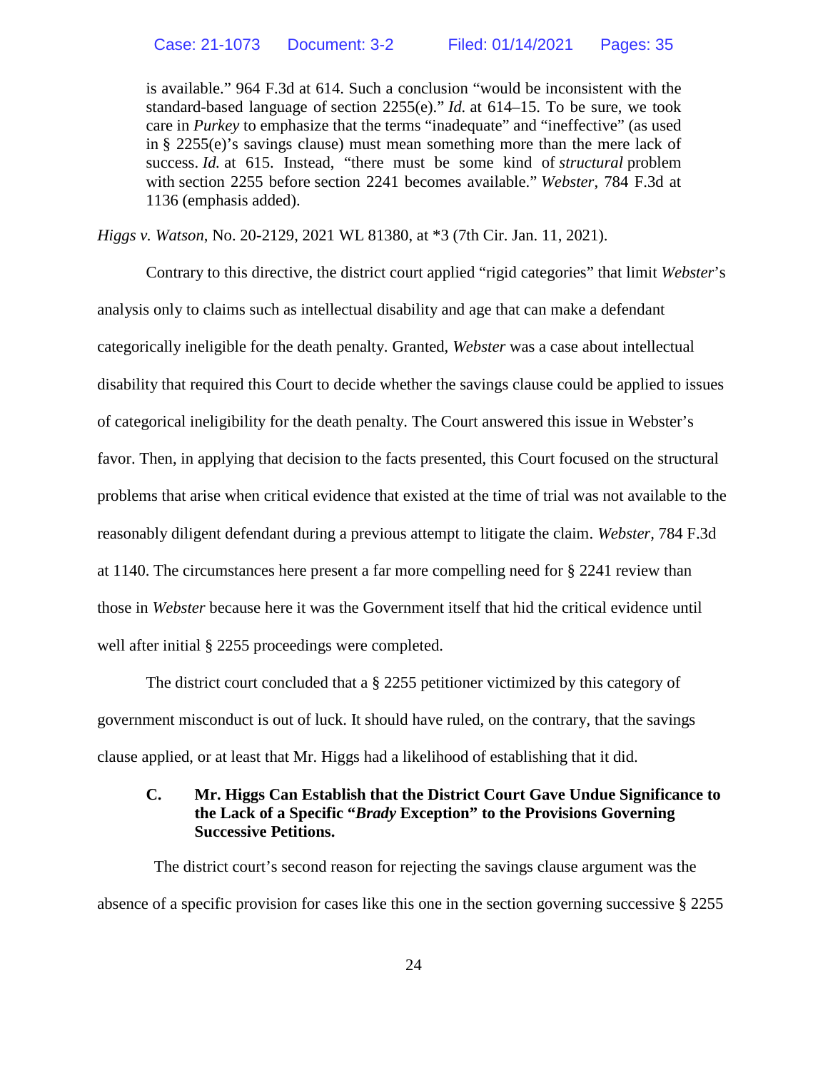> is available." 964 F.3d at 614. Such a conclusion "would be inconsistent with the standard-based language of section 2255(e)." *Id.* at 614–15. To be sure, we took care in *Purkey* to emphasize that the terms "inadequate" and "ineffective" (as used in § 2255(e)'s savings clause) must mean something more than the mere lack of success. *Id.* at 615. Instead, "there must be some kind of *structural* problem with section 2255 before section 2241 becomes available." *Webster*, 784 F.3d at 1136 (emphasis added).

*Higgs v. Watson*, No. 20-2129, 2021 WL 81380, at *3 (7th Cir. Jan. 11, 2021).

Contrary to this directive, the district court applied "rigid categories" that limit *Webster*'s analysis only to claims such as intellectual disability and age that can make a defendant categorically ineligible for the death penalty. Granted, *Webster* was a case about intellectual disability that required this Court to decide whether the savings clause could be applied to issues of categorical ineligibility for the death penalty. The Court answered this issue in Webster's favor. Then, in applying that decision to the facts presented, this Court focused on the structural problems that arise when critical evidence that existed at the time of trial was not available to the reasonably diligent defendant during a previous attempt to litigate the claim. *Webster*, 784 F.3d at 1140. The circumstances here present a far more compelling need for § 2241 review than those in *Webster* because here it was the Government itself that hid the critical evidence until well after initial § 2255 proceedings were completed.

The district court concluded that a § 2255 petitioner victimized by this category of government misconduct is out of luck. It should have ruled, on the contrary, that the savings clause applied, or at least that Mr. Higgs had a likelihood of establishing that it did.

### C. Mr. Higgs Can Establish that the District Court Gave Undue Significance to the Lack of a Specific "*Brady* Exception" to the Provisions Governing Successive Petitions.

The district court's second reason for rejecting the savings clause argument was the absence of a specific provision for cases like this one in the section governing successive § 2255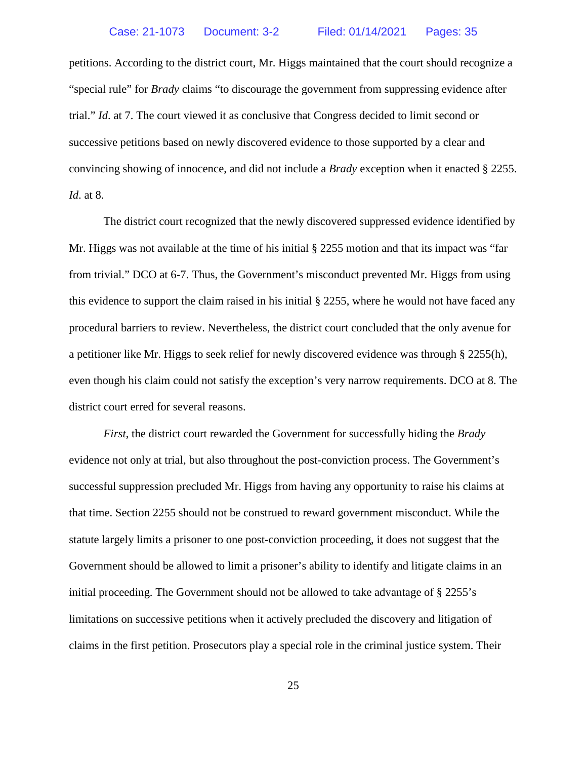petitions. According to the district court, Mr. Higgs maintained that the court should recognize a "special rule" for *Brady* claims "to discourage the government from suppressing evidence after trial." *Id*. at 7. The court viewed it as conclusive that Congress decided to limit second or successive petitions based on newly discovered evidence to those supported by a clear and convincing showing of innocence, and did not include a *Brady* exception when it enacted § 2255. *Id*. at 8.

The district court recognized that the newly discovered suppressed evidence identified by Mr. Higgs was not available at the time of his initial § 2255 motion and that its impact was "far from trivial." DCO at 6-7. Thus, the Government's misconduct prevented Mr. Higgs from using this evidence to support the claim raised in his initial § 2255, where he would not have faced any procedural barriers to review. Nevertheless, the district court concluded that the only avenue for a petitioner like Mr. Higgs to seek relief for newly discovered evidence was through § 2255(h), even though his claim could not satisfy the exception's very narrow requirements. DCO at 8. The district court erred for several reasons.

*First*, the district court rewarded the Government for successfully hiding the *Brady* evidence not only at trial, but also throughout the post-conviction process. The Government's successful suppression precluded Mr. Higgs from having any opportunity to raise his claims at that time. Section 2255 should not be construed to reward government misconduct. While the statute largely limits a prisoner to one post-conviction proceeding, it does not suggest that the Government should be allowed to limit a prisoner's ability to identify and litigate claims in an initial proceeding. The Government should not be allowed to take advantage of § 2255's limitations on successive petitions when it actively precluded the discovery and litigation of claims in the first petition. Prosecutors play a special role in the criminal justice system. Their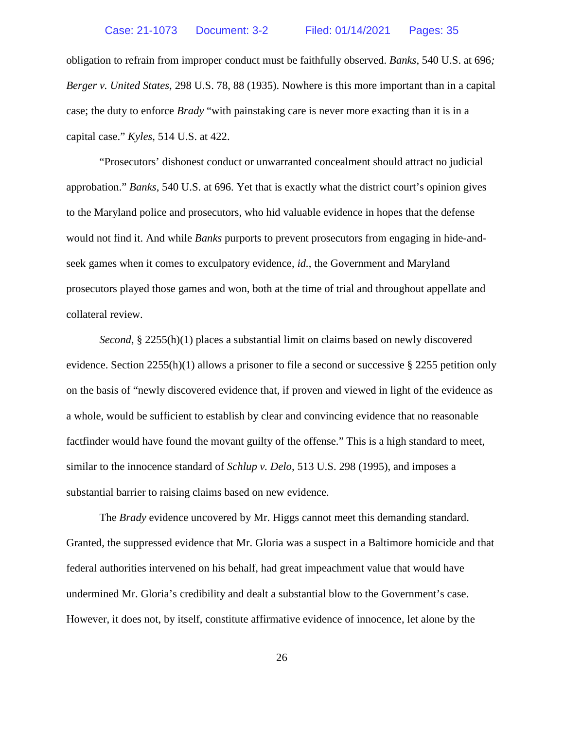obligation to refrain from improper conduct must be faithfully observed. *Banks*, 540 U.S. at 696*;* *Berger v. United States*, 298 U.S. 78, 88 (1935). Nowhere is this more important than in a capital case; the duty to enforce *Brady* "with painstaking care is never more exacting than it is in a capital case." *Kyles*, 514 U.S. at 422.

"Prosecutors' dishonest conduct or unwarranted concealment should attract no judicial approbation." *Banks*, 540 U.S. at 696. Yet that is exactly what the district court's opinion gives to the Maryland police and prosecutors, who hid valuable evidence in hopes that the defense would not find it. And while *Banks* purports to prevent prosecutors from engaging in hide-and-seek games when it comes to exculpatory evidence, *id.*, the Government and Maryland prosecutors played those games and won, both at the time of trial and throughout appellate and collateral review.

*Second*, § 2255(h)(1) places a substantial limit on claims based on newly discovered evidence. Section 2255(h)(1) allows a prisoner to file a second or successive § 2255 petition only on the basis of "newly discovered evidence that, if proven and viewed in light of the evidence as a whole, would be sufficient to establish by clear and convincing evidence that no reasonable factfinder would have found the movant guilty of the offense." This is a high standard to meet, similar to the innocence standard of *Schlup v. Delo*, 513 U.S. 298 (1995), and imposes a substantial barrier to raising claims based on new evidence.

The *Brady* evidence uncovered by Mr. Higgs cannot meet this demanding standard. Granted, the suppressed evidence that Mr. Gloria was a suspect in a Baltimore homicide and that federal authorities intervened on his behalf, had great impeachment value that would have undermined Mr. Gloria's credibility and dealt a substantial blow to the Government's case. However, it does not, by itself, constitute affirmative evidence of innocence, let alone by the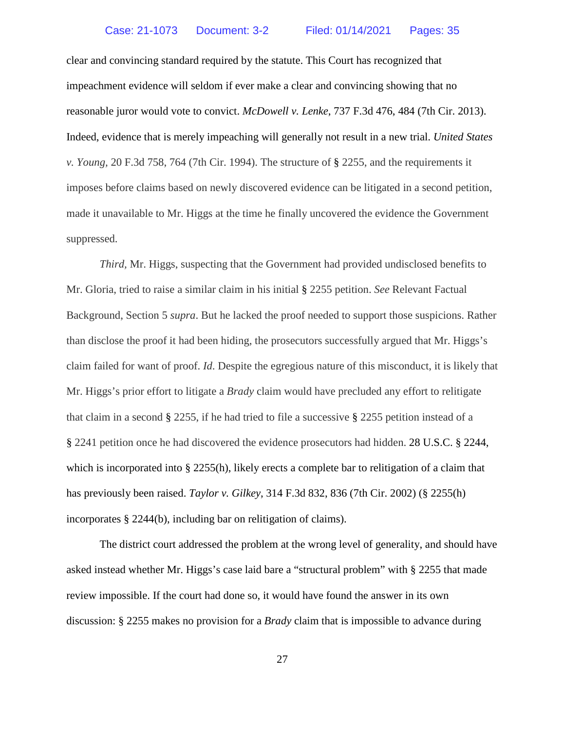clear and convincing standard required by the statute. This Court has recognized that impeachment evidence will seldom if ever make a clear and convincing showing that no reasonable juror would vote to convict. *McDowell v. Lenke*, 737 F.3d 476, 484 (7th Cir. 2013). Indeed, evidence that is merely impeaching will generally not result in a new trial. *United States v. Young,* 20 F.3d 758, 764 (7th Cir. 1994). The structure of § 2255, and the requirements it imposes before claims based on newly discovered evidence can be litigated in a second petition, made it unavailable to Mr. Higgs at the time he finally uncovered the evidence the Government suppressed.

*Third,* Mr. Higgs, suspecting that the Government had provided undisclosed benefits to Mr. Gloria, tried to raise a similar claim in his initial § 2255 petition. *See* Relevant Factual Background, Section 5 *supra*. But he lacked the proof needed to support those suspicions. Rather than disclose the proof it had been hiding, the prosecutors successfully argued that Mr. Higgs's claim failed for want of proof. *Id.* Despite the egregious nature of this misconduct, it is likely that Mr. Higgs's prior effort to litigate a *Brady* claim would have precluded any effort to relitigate that claim in a second § 2255, if he had tried to file a successive § 2255 petition instead of a § 2241 petition once he had discovered the evidence prosecutors had hidden. 28 U.S.C. § 2244, which is incorporated into § 2255(h), likely erects a complete bar to relitigation of a claim that has previously been raised. *Taylor v. Gilkey*, 314 F.3d 832, 836 (7th Cir. 2002) (§ 2255(h) incorporates § 2244(b), including bar on relitigation of claims).

The district court addressed the problem at the wrong level of generality, and should have asked instead whether Mr. Higgs's case laid bare a "structural problem" with § 2255 that made review impossible. If the court had done so, it would have found the answer in its own discussion: § 2255 makes no provision for a *Brady* claim that is impossible to advance during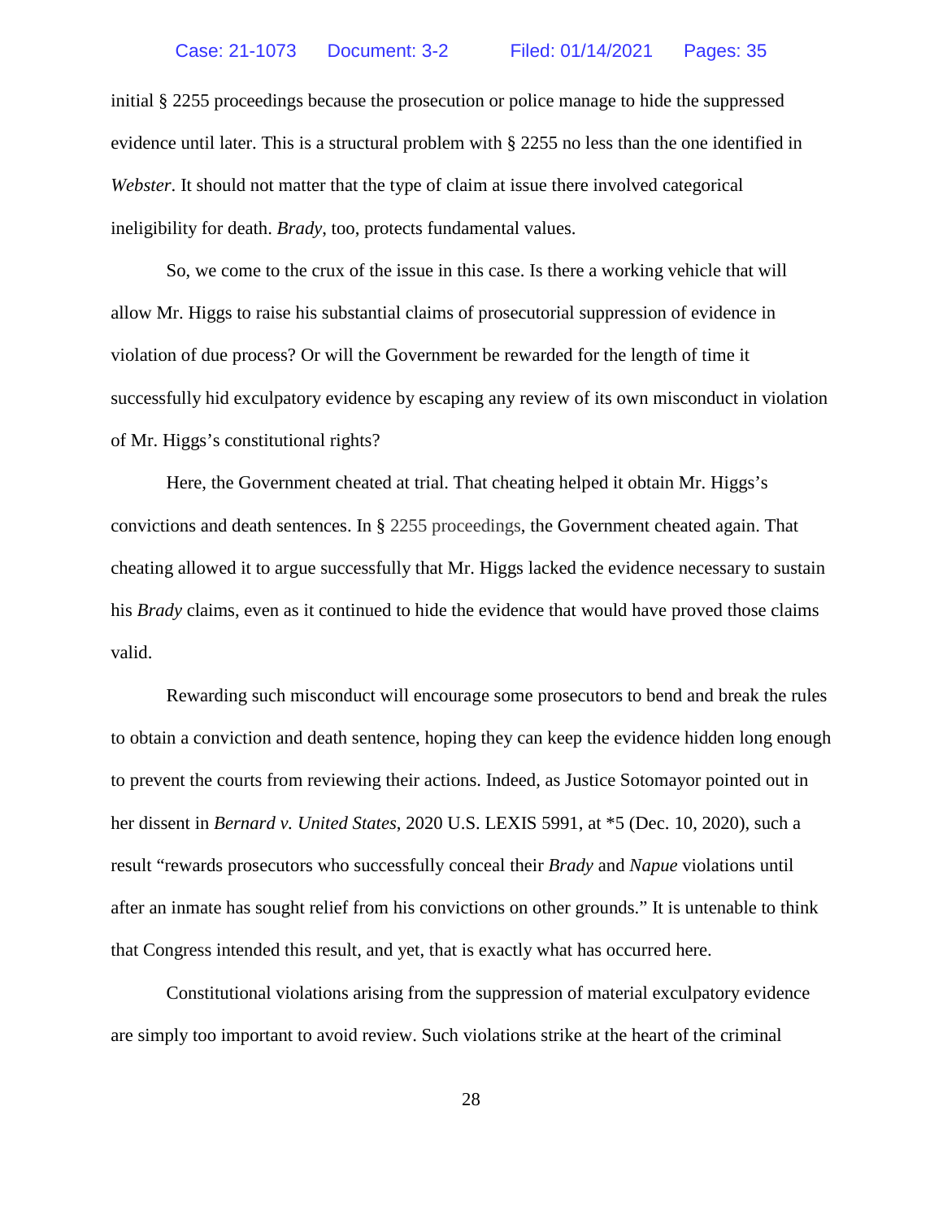initial § 2255 proceedings because the prosecution or police manage to hide the suppressed evidence until later. This is a structural problem with § 2255 no less than the one identified in *Webster*. It should not matter that the type of claim at issue there involved categorical ineligibility for death. *Brady*, too, protects fundamental values.

So, we come to the crux of the issue in this case. Is there a working vehicle that will allow Mr. Higgs to raise his substantial claims of prosecutorial suppression of evidence in violation of due process? Or will the Government be rewarded for the length of time it successfully hid exculpatory evidence by escaping any review of its own misconduct in violation of Mr. Higgs's constitutional rights?

Here, the Government cheated at trial. That cheating helped it obtain Mr. Higgs's convictions and death sentences. In § 2255 proceedings, the Government cheated again. That cheating allowed it to argue successfully that Mr. Higgs lacked the evidence necessary to sustain his *Brady* claims, even as it continued to hide the evidence that would have proved those claims valid.

Rewarding such misconduct will encourage some prosecutors to bend and break the rules to obtain a conviction and death sentence, hoping they can keep the evidence hidden long enough to prevent the courts from reviewing their actions. Indeed, as Justice Sotomayor pointed out in her dissent in *Bernard v. United States*, 2020 U.S. LEXIS 5991, at *5 (Dec. 10, 2020), such a result "rewards prosecutors who successfully conceal their *Brady* and *Napue* violations until after an inmate has sought relief from his convictions on other grounds." It is untenable to think that Congress intended this result, and yet, that is exactly what has occurred here.

Constitutional violations arising from the suppression of material exculpatory evidence are simply too important to avoid review. Such violations strike at the heart of the criminal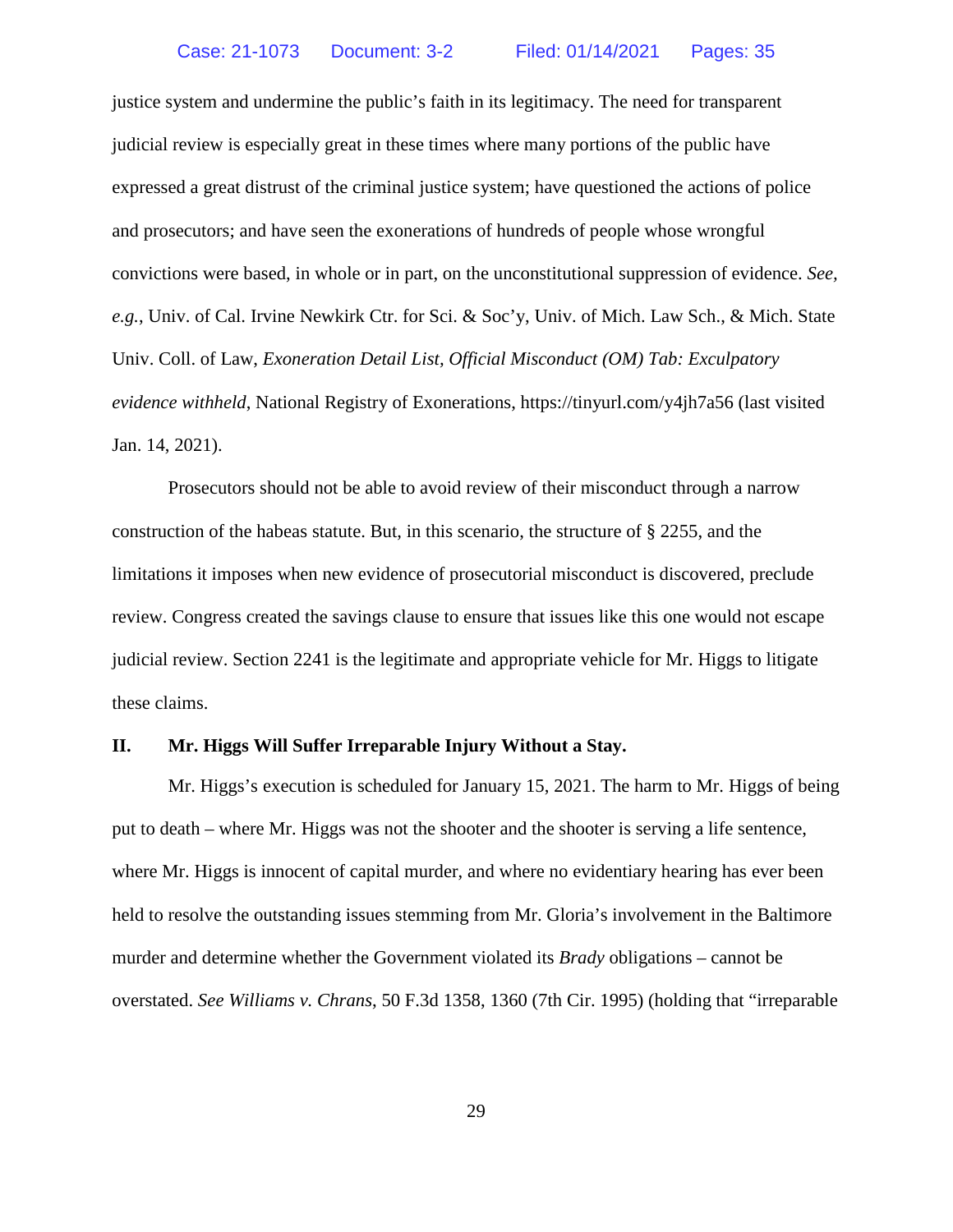justice system and undermine the public's faith in its legitimacy. The need for transparent judicial review is especially great in these times where many portions of the public have expressed a great distrust of the criminal justice system; have questioned the actions of police and prosecutors; and have seen the exonerations of hundreds of people whose wrongful convictions were based, in whole or in part, on the unconstitutional suppression of evidence. *See, e.g.*, Univ. of Cal. Irvine Newkirk Ctr. for Sci. & Soc'y, Univ. of Mich. Law Sch., & Mich. State Univ. Coll. of Law, *Exoneration Detail List, Official Misconduct (OM) Tab: Exculpatory evidence withheld*, National Registry of Exonerations, https://tinyurl.com/y4jh7a56 (last visited Jan. 14, 2021).

Prosecutors should not be able to avoid review of their misconduct through a narrow construction of the habeas statute. But, in this scenario, the structure of § 2255, and the limitations it imposes when new evidence of prosecutorial misconduct is discovered, preclude review. Congress created the savings clause to ensure that issues like this one would not escape judicial review. Section 2241 is the legitimate and appropriate vehicle for Mr. Higgs to litigate these claims.

## II. Mr. Higgs Will Suffer Irreparable Injury Without a Stay.

Mr. Higgs's execution is scheduled for January 15, 2021. The harm to Mr. Higgs of being put to death – where Mr. Higgs was not the shooter and the shooter is serving a life sentence, where Mr. Higgs is innocent of capital murder, and where no evidentiary hearing has ever been held to resolve the outstanding issues stemming from Mr. Gloria's involvement in the Baltimore murder and determine whether the Government violated its *Brady* obligations – cannot be overstated. *See Williams v. Chrans*, 50 F.3d 1358, 1360 (7th Cir. 1995) (holding that "irreparable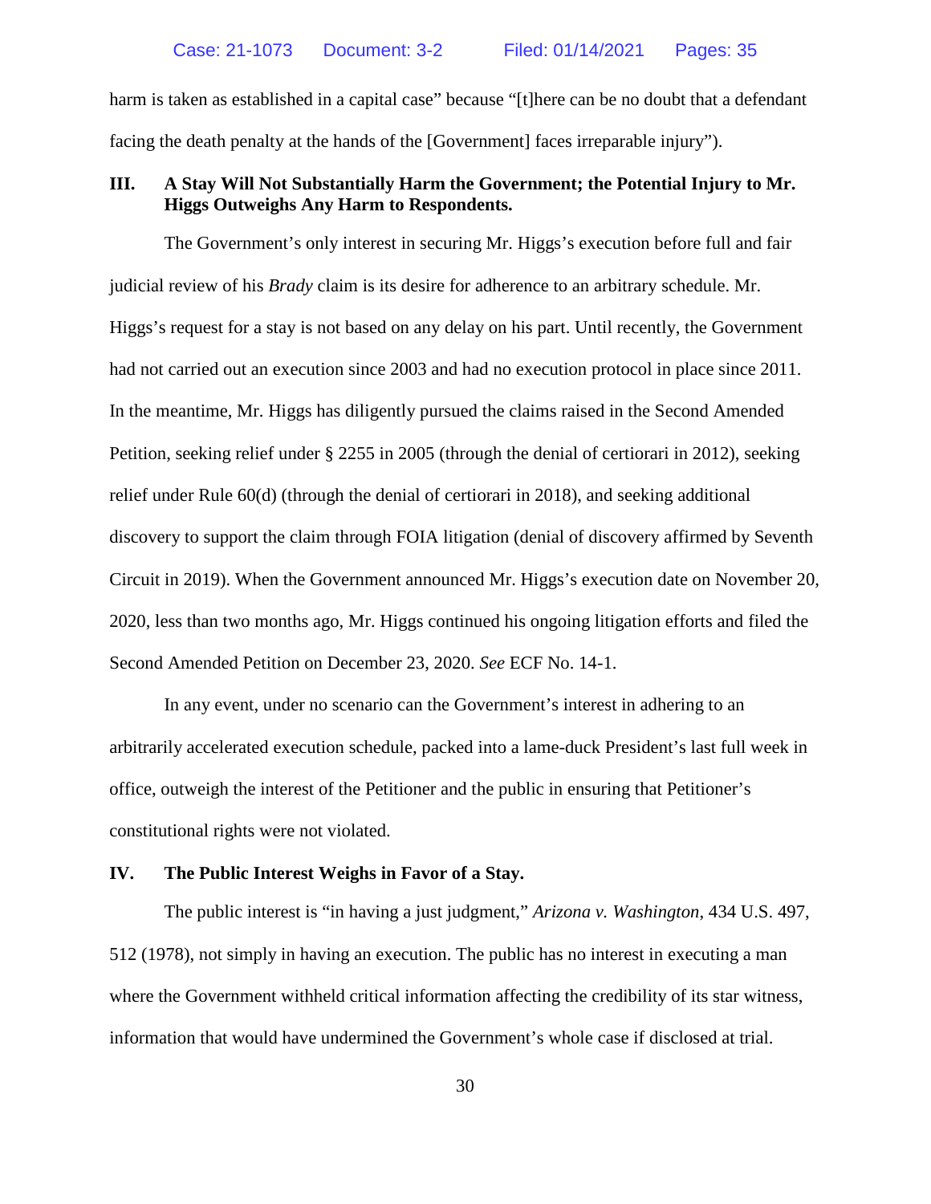harm is taken as established in a capital case" because "[t]here can be no doubt that a defendant facing the death penalty at the hands of the [Government] faces irreparable injury").

## III. A Stay Will Not Substantially Harm the Government; the Potential Injury to Mr. Higgs Outweighs Any Harm to Respondents.

The Government's only interest in securing Mr. Higgs's execution before full and fair judicial review of his *Brady* claim is its desire for adherence to an arbitrary schedule. Mr. Higgs's request for a stay is not based on any delay on his part. Until recently, the Government had not carried out an execution since 2003 and had no execution protocol in place since 2011. In the meantime, Mr. Higgs has diligently pursued the claims raised in the Second Amended Petition, seeking relief under § 2255 in 2005 (through the denial of certiorari in 2012), seeking relief under Rule 60(d) (through the denial of certiorari in 2018), and seeking additional discovery to support the claim through FOIA litigation (denial of discovery affirmed by Seventh Circuit in 2019). When the Government announced Mr. Higgs's execution date on November 20, 2020, less than two months ago, Mr. Higgs continued his ongoing litigation efforts and filed the Second Amended Petition on December 23, 2020. *See* ECF No. 14-1.

In any event, under no scenario can the Government's interest in adhering to an arbitrarily accelerated execution schedule, packed into a lame-duck President's last full week in office, outweigh the interest of the Petitioner and the public in ensuring that Petitioner's constitutional rights were not violated.

## IV. The Public Interest Weighs in Favor of a Stay.

The public interest is "in having a just judgment," *Arizona v. Washington*, 434 U.S. 497, 512 (1978), not simply in having an execution. The public has no interest in executing a man where the Government withheld critical information affecting the credibility of its star witness, information that would have undermined the Government's whole case if disclosed at trial.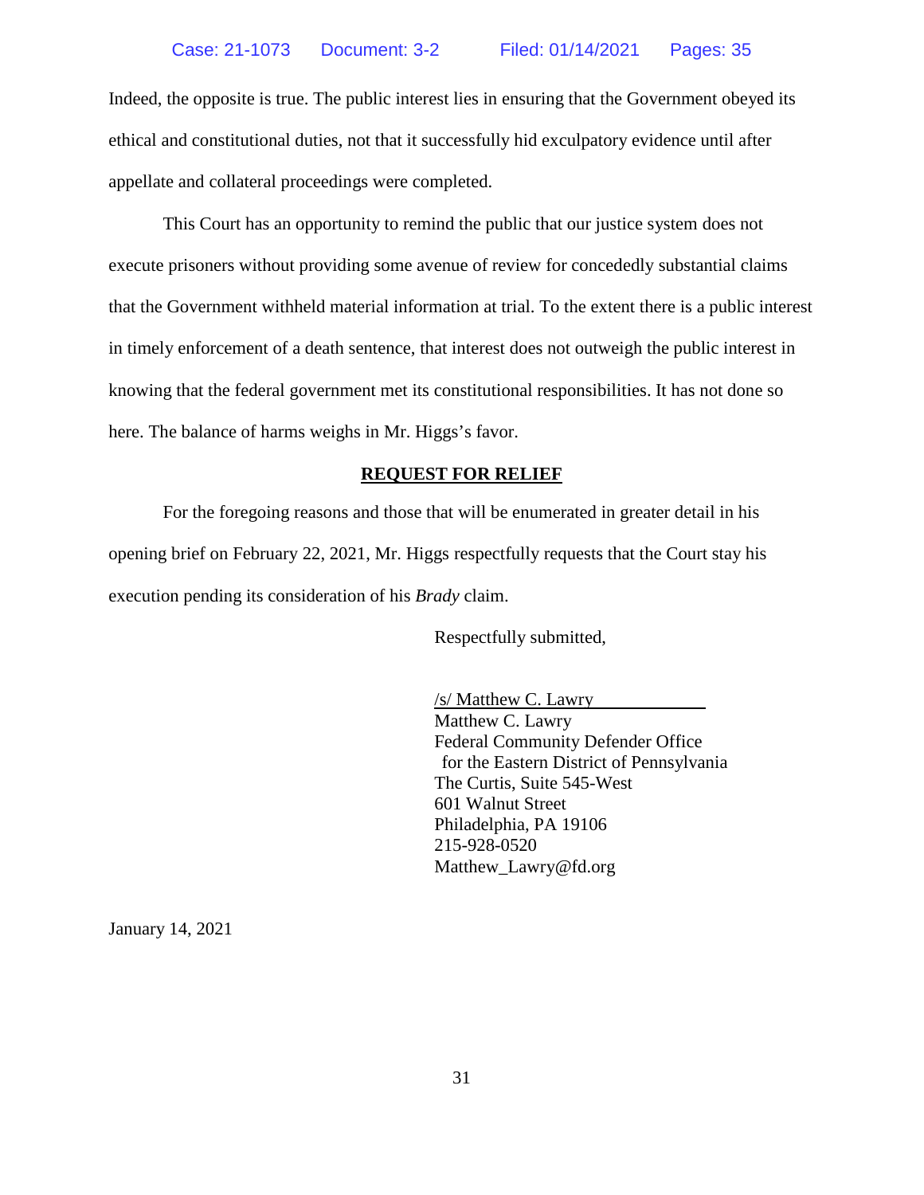Indeed, the opposite is true. The public interest lies in ensuring that the Government obeyed its ethical and constitutional duties, not that it successfully hid exculpatory evidence until after appellate and collateral proceedings were completed.

This Court has an opportunity to remind the public that our justice system does not execute prisoners without providing some avenue of review for concededly substantial claims that the Government withheld material information at trial. To the extent there is a public interest in timely enforcement of a death sentence, that interest does not outweigh the public interest in knowing that the federal government met its constitutional responsibilities. It has not done so here. The balance of harms weighs in Mr. Higgs's favor.

## REQUEST FOR RELIEF

For the foregoing reasons and those that will be enumerated in greater detail in his opening brief on February 22, 2021, Mr. Higgs respectfully requests that the Court stay his execution pending its consideration of his *Brady* claim.

Respectfully submitted,

/s/ Matthew C. Lawry
Matthew C. Lawry
Federal Community Defender Office
for the Eastern District of Pennsylvania
The Curtis, Suite 545-West
601 Walnut Street
Philadelphia, PA 19106
215-928-0520
Matthew_Lawry@fd.org

January 14, 2021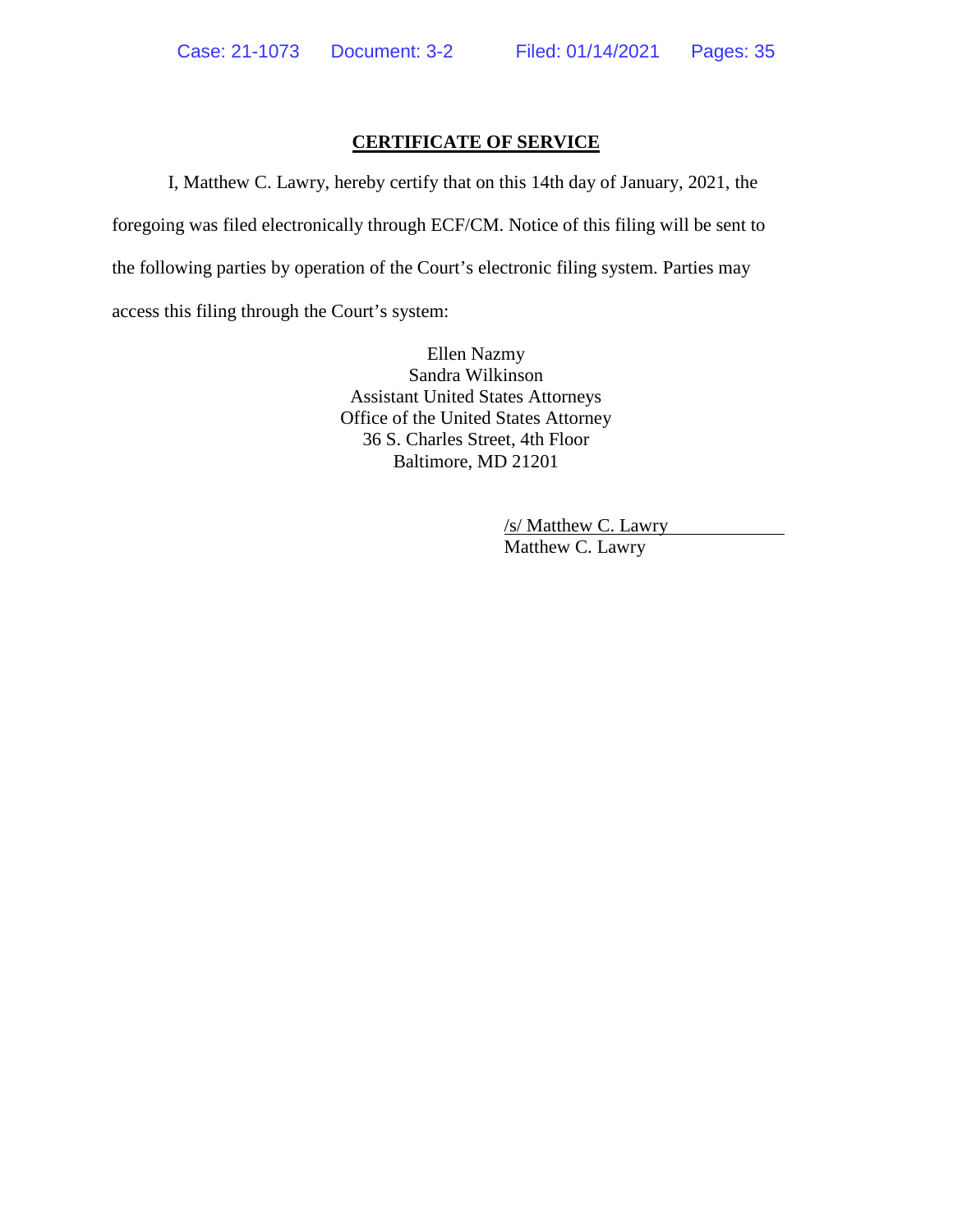## CERTIFICATE OF SERVICE

I, Matthew C. Lawry, hereby certify that on this 14th day of January, 2021, the foregoing was filed electronically through ECF/CM. Notice of this filing will be sent to the following parties by operation of the Court's electronic filing system. Parties may access this filing through the Court's system:

Ellen Nazmy
Sandra Wilkinson
Assistant United States Attorneys
Office of the United States Attorney
36 S. Charles Street, 4th Floor
Baltimore, MD 21201

/s/ Matthew C. Lawry
Matthew C. Lawry